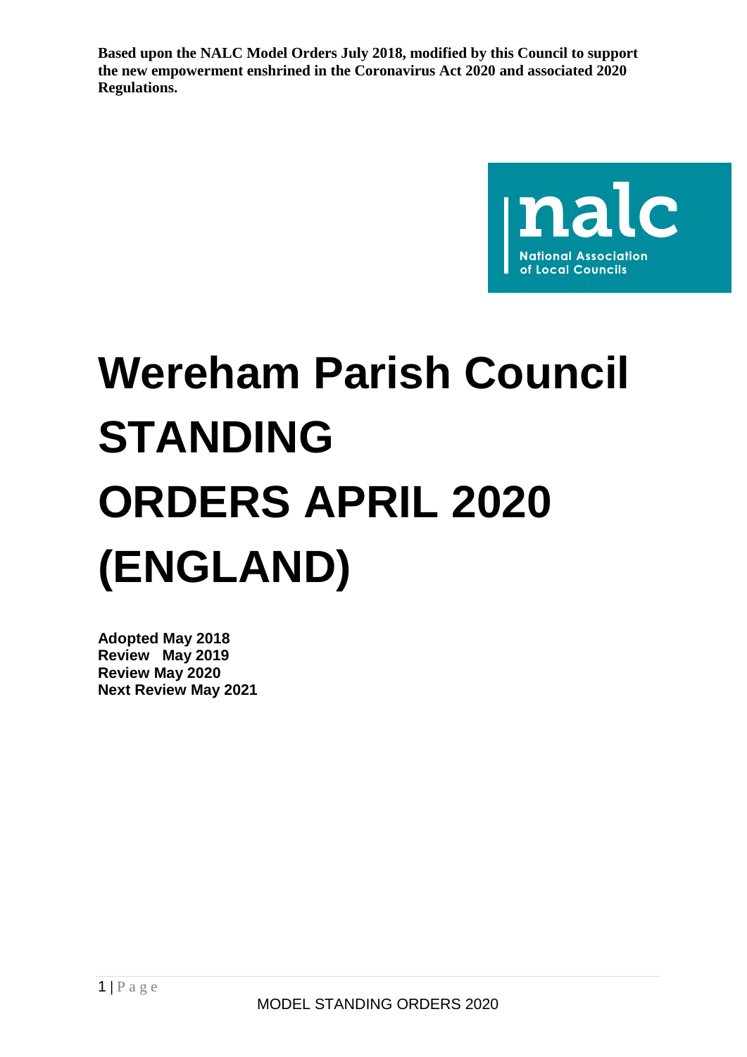**Based upon the NALC Model Orders July 2018, modified by this Council to support the new empowerment enshrined in the Coronavirus Act 2020 and associated 2020 Regulations.**

# Wereham Parish Council STANDING ORDERS APRIL 2020 (ENGLAND)

**Adopted May 2018**
**Review May 2019**
**Review May 2020**
**Next Review May 2021**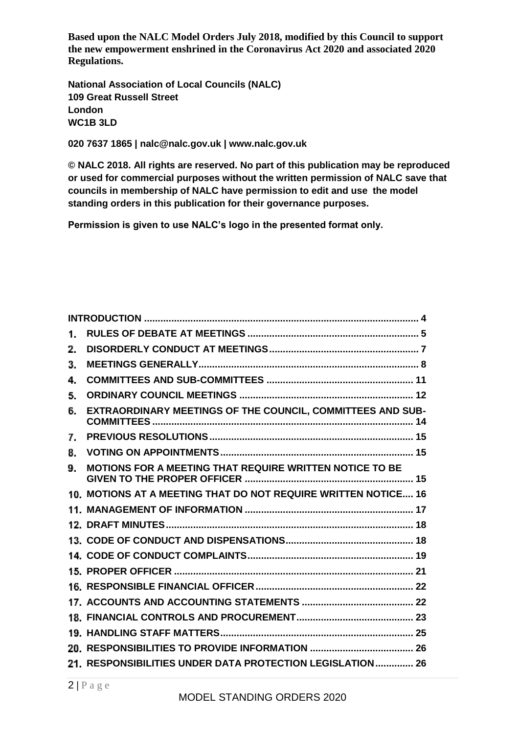**Based upon the NALC Model Orders July 2018, modified by this Council to support the new empowerment enshrined in the Coronavirus Act 2020 and associated 2020 Regulations.**

**National Association of Local Councils (NALC)**
**109 Great Russell Street**
**London**
**WC1B 3LD**

**020 7637 1865 | nalc@nalc.gov.uk | www.nalc.gov.uk**

**© NALC 2018. All rights are reserved. No part of this publication may be reproduced or used for commercial purposes without the written permission of NALC save that councils in membership of NALC have permission to edit and use the model standing orders in this publication for their governance purposes.**

**Permission is given to use NALC's logo in the presented format only.**

| | | |
|---|---|---|
| **INTRODUCTION** | | **4** |
| **1.** | **RULES OF DEBATE AT MEETINGS** | **5** |
| **2.** | **DISORDERLY CONDUCT AT MEETINGS** | **7** |
| **3.** | **MEETINGS GENERALLY** | **8** |
| **4.** | **COMMITTEES AND SUB-COMMITTEES** | **11** |
| **5.** | **ORDINARY COUNCIL MEETINGS** | **12** |
| **6.** | **EXTRAORDINARY MEETINGS OF THE COUNCIL, COMMITTEES AND SUB-COMMITTEES** | **14** |
| **7.** | **PREVIOUS RESOLUTIONS** | **15** |
| **8.** | **VOTING ON APPOINTMENTS** | **15** |
| **9.** | **MOTIONS FOR A MEETING THAT REQUIRE WRITTEN NOTICE TO BE GIVEN TO THE PROPER OFFICER** | **15** |
| **10.** | **MOTIONS AT A MEETING THAT DO NOT REQUIRE WRITTEN NOTICE** | **16** |
| **11.** | **MANAGEMENT OF INFORMATION** | **17** |
| **12.** | **DRAFT MINUTES** | **18** |
| **13.** | **CODE OF CONDUCT AND DISPENSATIONS** | **18** |
| **14.** | **CODE OF CONDUCT COMPLAINTS** | **19** |
| **15.** | **PROPER OFFICER** | **21** |
| **16.** | **RESPONSIBLE FINANCIAL OFFICER** | **22** |
| **17.** | **ACCOUNTS AND ACCOUNTING STATEMENTS** | **22** |
| **18.** | **FINANCIAL CONTROLS AND PROCUREMENT** | **23** |
| **19.** | **HANDLING STAFF MATTERS** | **25** |
| **20.** | **RESPONSIBILITIES TO PROVIDE INFORMATION** | **26** |
| **21.** | **RESPONSIBILITIES UNDER DATA PROTECTION LEGISLATION** | **26** |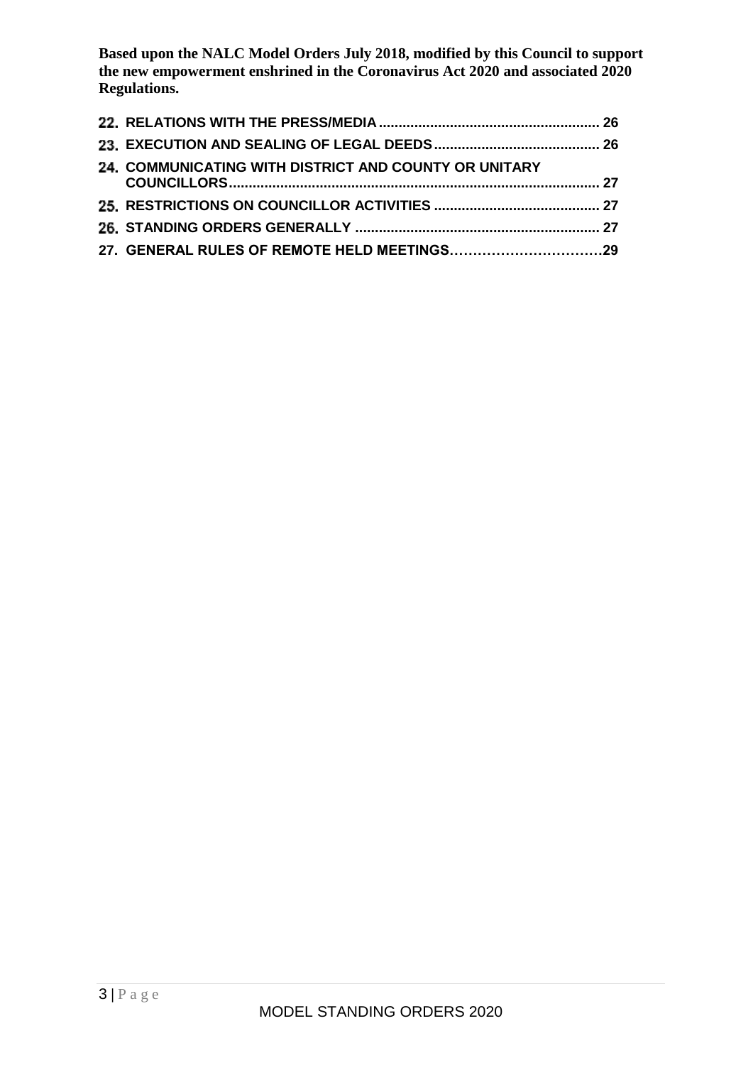**Based upon the NALC Model Orders July 2018, modified by this Council to support the new empowerment enshrined in the Coronavirus Act 2020 and associated 2020 Regulations.**

22. RELATIONS WITH THE PRESS/MEDIA ........................................................ 26
23. EXECUTION AND SEALING OF LEGAL DEEDS .......................................... 26
24. COMMUNICATING WITH DISTRICT AND COUNTY OR UNITARY COUNCILLORS .................................................................................................. 27
25. RESTRICTIONS ON COUNCILLOR ACTIVITIES .......................................... 27
26. STANDING ORDERS GENERALLY ............................................................. 27
27. GENERAL RULES OF REMOTE HELD MEETINGS……………………………29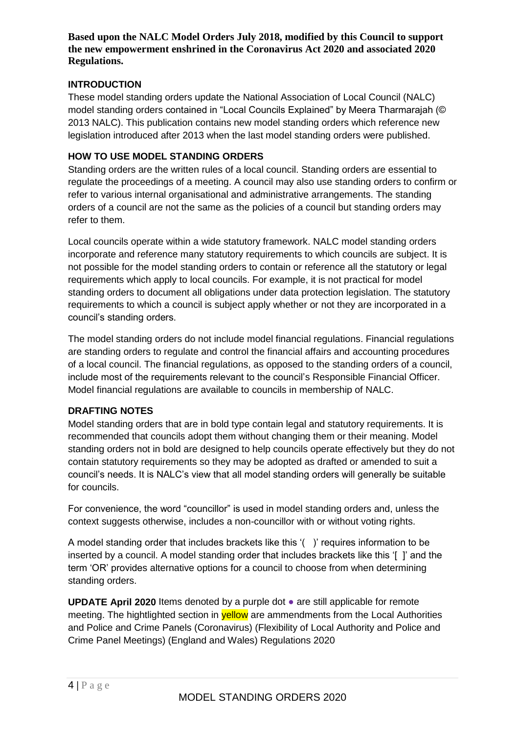**Based upon the NALC Model Orders July 2018, modified by this Council to support the new empowerment enshrined in the Coronavirus Act 2020 and associated 2020 Regulations.**

## INTRODUCTION

These model standing orders update the National Association of Local Council (NALC) model standing orders contained in "Local Councils Explained" by Meera Tharmarajah (© 2013 NALC). This publication contains new model standing orders which reference new legislation introduced after 2013 when the last model standing orders were published.

## HOW TO USE MODEL STANDING ORDERS

Standing orders are the written rules of a local council. Standing orders are essential to regulate the proceedings of a meeting. A council may also use standing orders to confirm or refer to various internal organisational and administrative arrangements. The standing orders of a council are not the same as the policies of a council but standing orders may refer to them.

Local councils operate within a wide statutory framework. NALC model standing orders incorporate and reference many statutory requirements to which councils are subject. It is not possible for the model standing orders to contain or reference all the statutory or legal requirements which apply to local councils. For example, it is not practical for model standing orders to document all obligations under data protection legislation. The statutory requirements to which a council is subject apply whether or not they are incorporated in a council's standing orders.

The model standing orders do not include model financial regulations. Financial regulations are standing orders to regulate and control the financial affairs and accounting procedures of a local council. The financial regulations, as opposed to the standing orders of a council, include most of the requirements relevant to the council's Responsible Financial Officer. Model financial regulations are available to councils in membership of NALC.

## DRAFTING NOTES

Model standing orders that are in bold type contain legal and statutory requirements. It is recommended that councils adopt them without changing them or their meaning. Model standing orders not in bold are designed to help councils operate effectively but they do not contain statutory requirements so they may be adopted as drafted or amended to suit a council's needs. It is NALC's view that all model standing orders will generally be suitable for councils.

For convenience, the word "councillor" is used in model standing orders and, unless the context suggests otherwise, includes a non-councillor with or without voting rights.

A model standing order that includes brackets like this '( )' requires information to be inserted by a council. A model standing order that includes brackets like this '[ ]' and the term 'OR' provides alternative options for a council to choose from when determining standing orders.

**UPDATE April 2020** Items denoted by a purple dot • are still applicable for remote meeting. The hightlighted section in yellow are ammendments from the Local Authorities and Police and Crime Panels (Coronavirus) (Flexibility of Local Authority and Police and Crime Panel Meetings) (England and Wales) Regulations 2020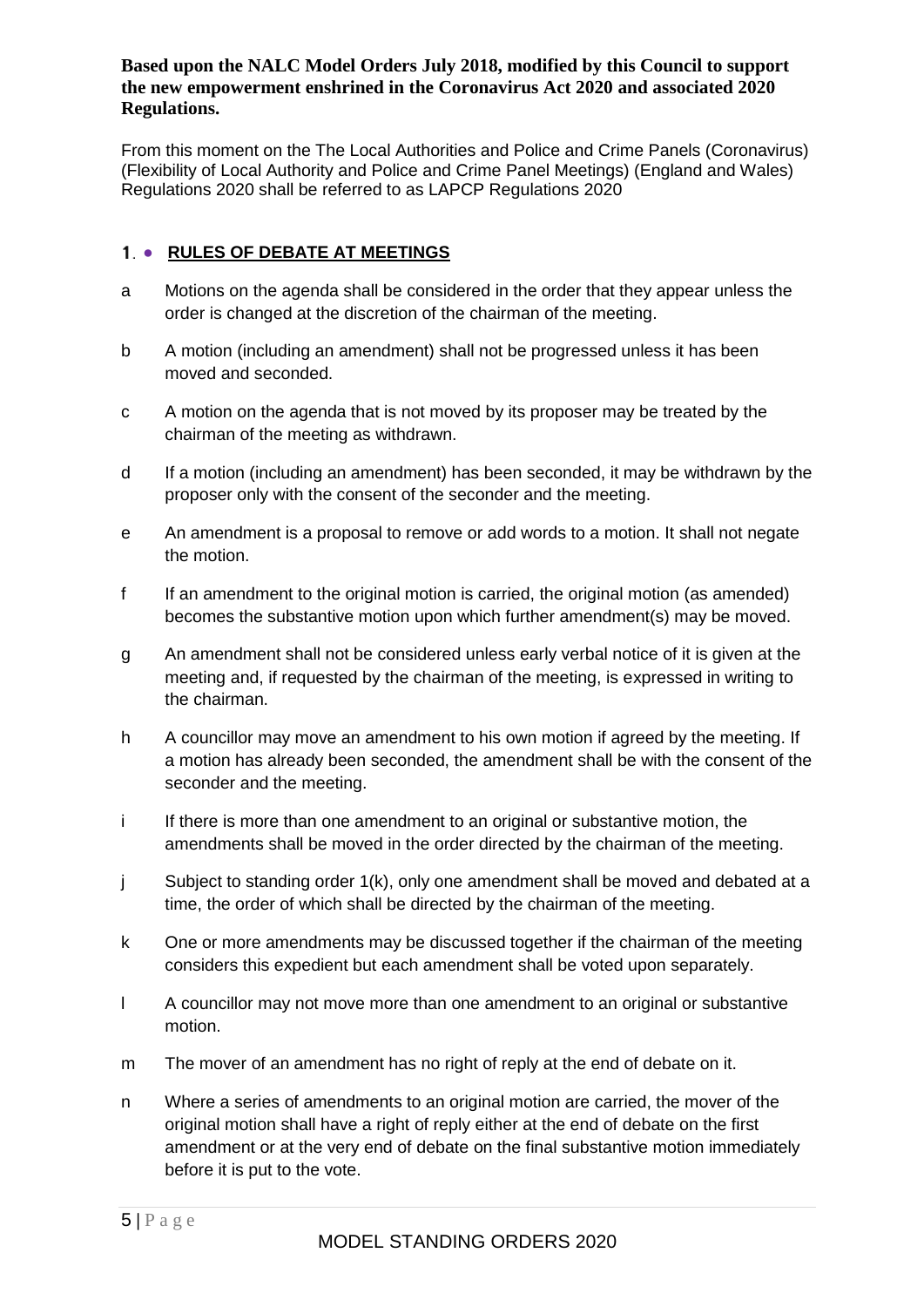**Based upon the NALC Model Orders July 2018, modified by this Council to support the new empowerment enshrined in the Coronavirus Act 2020 and associated 2020 Regulations.**

From this moment on the The Local Authorities and Police and Crime Panels (Coronavirus) (Flexibility of Local Authority and Police and Crime Panel Meetings) (England and Wales) Regulations 2020 shall be referred to as LAPCP Regulations 2020

## 1. RULES OF DEBATE AT MEETINGS

a Motions on the agenda shall be considered in the order that they appear unless the order is changed at the discretion of the chairman of the meeting.

b A motion (including an amendment) shall not be progressed unless it has been moved and seconded.

c A motion on the agenda that is not moved by its proposer may be treated by the chairman of the meeting as withdrawn.

d If a motion (including an amendment) has been seconded, it may be withdrawn by the proposer only with the consent of the seconder and the meeting.

e An amendment is a proposal to remove or add words to a motion. It shall not negate the motion.

f If an amendment to the original motion is carried, the original motion (as amended) becomes the substantive motion upon which further amendment(s) may be moved.

g An amendment shall not be considered unless early verbal notice of it is given at the meeting and, if requested by the chairman of the meeting, is expressed in writing to the chairman.

h A councillor may move an amendment to his own motion if agreed by the meeting. If a motion has already been seconded, the amendment shall be with the consent of the seconder and the meeting.

i If there is more than one amendment to an original or substantive motion, the amendments shall be moved in the order directed by the chairman of the meeting.

j Subject to standing order 1(k), only one amendment shall be moved and debated at a time, the order of which shall be directed by the chairman of the meeting.

k One or more amendments may be discussed together if the chairman of the meeting considers this expedient but each amendment shall be voted upon separately.

l A councillor may not move more than one amendment to an original or substantive motion.

m The mover of an amendment has no right of reply at the end of debate on it.

n Where a series of amendments to an original motion are carried, the mover of the original motion shall have a right of reply either at the end of debate on the first amendment or at the very end of debate on the final substantive motion immediately before it is put to the vote.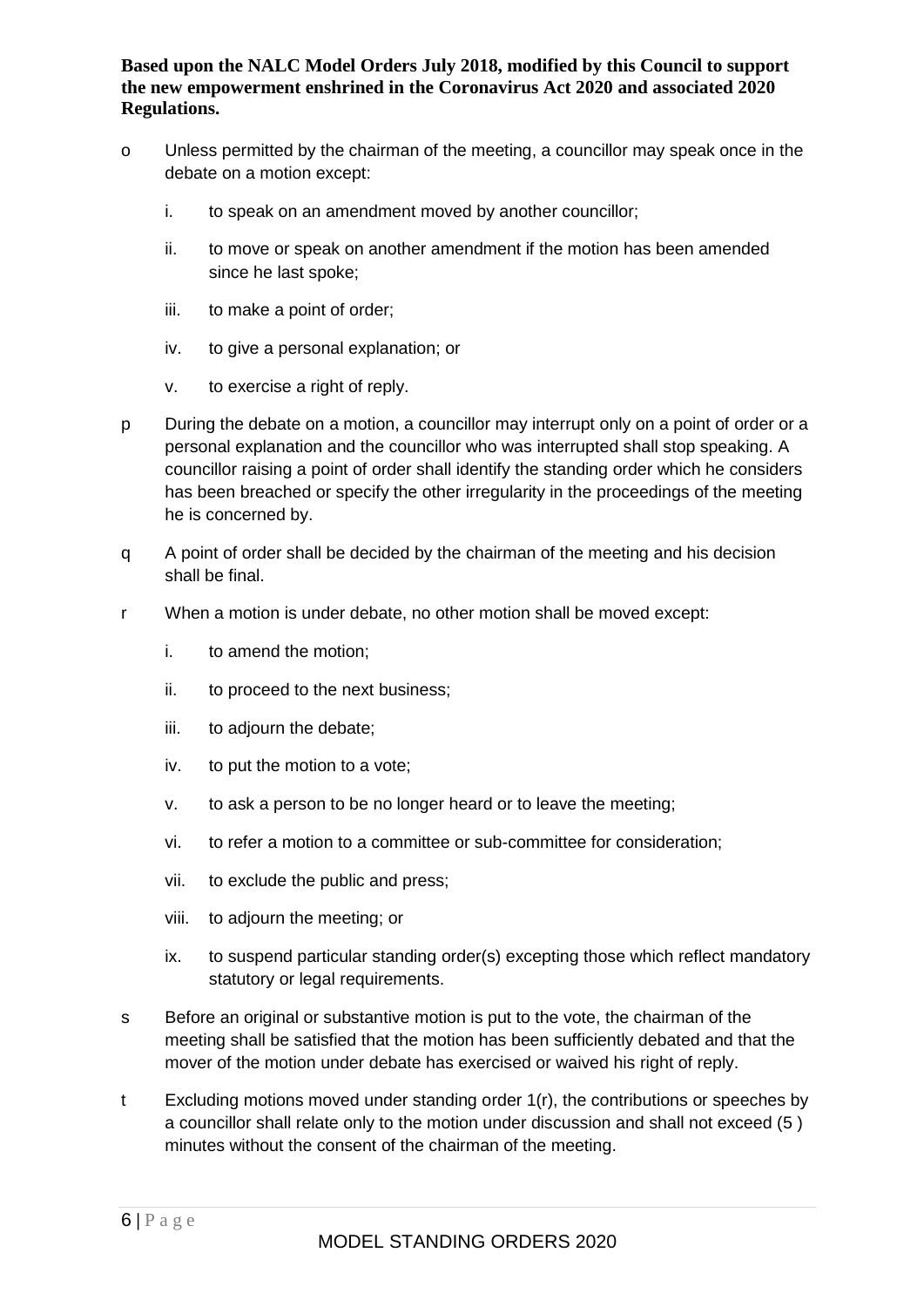**Based upon the NALC Model Orders July 2018, modified by this Council to support the new empowerment enshrined in the Coronavirus Act 2020 and associated 2020 Regulations.**

o Unless permitted by the chairman of the meeting, a councillor may speak once in the debate on a motion except:

   i. to speak on an amendment moved by another councillor;

   ii. to move or speak on another amendment if the motion has been amended since he last spoke;

   iii. to make a point of order;

   iv. to give a personal explanation; or

   v. to exercise a right of reply.

p During the debate on a motion, a councillor may interrupt only on a point of order or a personal explanation and the councillor who was interrupted shall stop speaking. A councillor raising a point of order shall identify the standing order which he considers has been breached or specify the other irregularity in the proceedings of the meeting he is concerned by.

q A point of order shall be decided by the chairman of the meeting and his decision shall be final.

r When a motion is under debate, no other motion shall be moved except:

   i. to amend the motion;

   ii. to proceed to the next business;

   iii. to adjourn the debate;

   iv. to put the motion to a vote;

   v. to ask a person to be no longer heard or to leave the meeting;

   vi. to refer a motion to a committee or sub-committee for consideration;

   vii. to exclude the public and press;

   viii. to adjourn the meeting; or

   ix. to suspend particular standing order(s) excepting those which reflect mandatory statutory or legal requirements.

s Before an original or substantive motion is put to the vote, the chairman of the meeting shall be satisfied that the motion has been sufficiently debated and that the mover of the motion under debate has exercised or waived his right of reply.

t Excluding motions moved under standing order 1(r), the contributions or speeches by a councillor shall relate only to the motion under discussion and shall not exceed (5 ) minutes without the consent of the chairman of the meeting.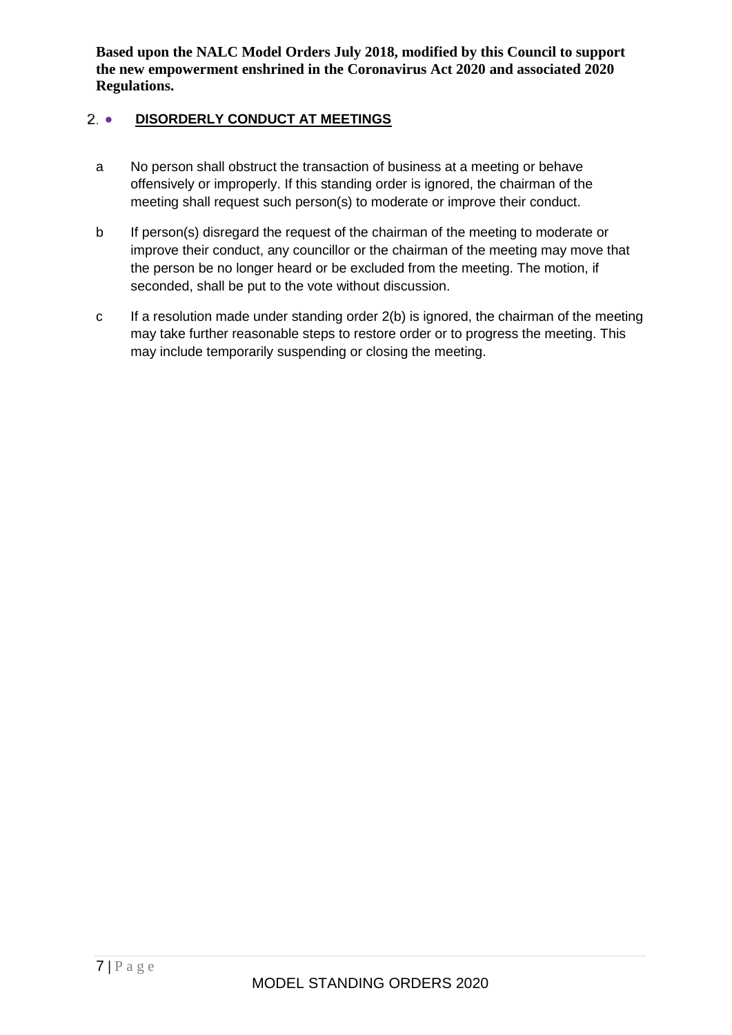**Based upon the NALC Model Orders July 2018, modified by this Council to support the new empowerment enshrined in the Coronavirus Act 2020 and associated 2020 Regulations.**

## 2. DISORDERLY CONDUCT AT MEETINGS

a No person shall obstruct the transaction of business at a meeting or behave offensively or improperly. If this standing order is ignored, the chairman of the meeting shall request such person(s) to moderate or improve their conduct.

b If person(s) disregard the request of the chairman of the meeting to moderate or improve their conduct, any councillor or the chairman of the meeting may move that the person be no longer heard or be excluded from the meeting. The motion, if seconded, shall be put to the vote without discussion.

c If a resolution made under standing order 2(b) is ignored, the chairman of the meeting may take further reasonable steps to restore order or to progress the meeting. This may include temporarily suspending or closing the meeting.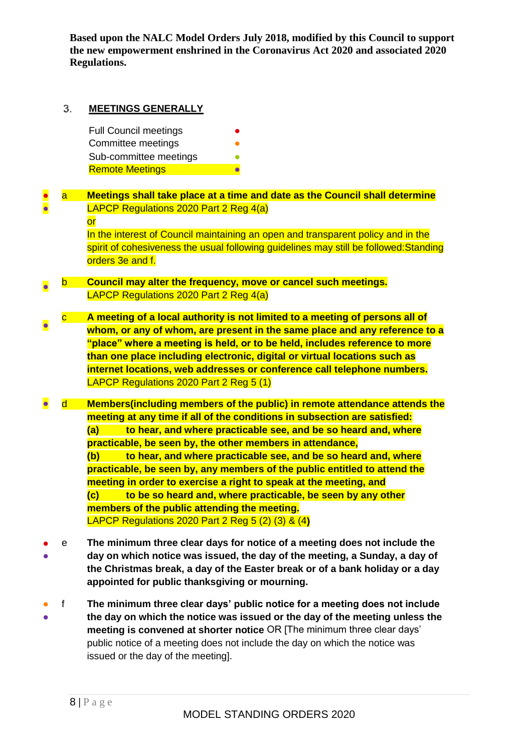**Based upon the NALC Model Orders July 2018, modified by this Council to support the new empowerment enshrined in the Coronavirus Act 2020 and associated 2020 Regulations.**

## 3. MEETINGS GENERALLY

Full Council meetings ●
Committee meetings ●
Sub-committee meetings ●
Remote Meetings ●

● ● a **Meetings shall take place at a time and date as the Council shall determine**
LAPCP Regulations 2020 Part 2 Reg 4(a)
or
In the interest of Council maintaining an open and transparent policy and in the spirit of cohesiveness the usual following guidelines may still be followed:Standing orders 3e and f.

● b **Council may alter the frequency, move or cancel such meetings.**
LAPCP Regulations 2020 Part 2 Reg 4(a)

● c **A meeting of a local authority is not limited to a meeting of persons all of whom, or any of whom, are present in the same place and any reference to a "place" where a meeting is held, or to be held, includes reference to more than one place including electronic, digital or virtual locations such as internet locations, web addresses or conference call telephone numbers.**
LAPCP Regulations 2020 Part 2 Reg 5 (1)

● d **Members(including members of the public) in remote attendance attends the meeting at any time if all of the conditions in subsection are satisfied:**
**(a) to hear, and where practicable see, and be so heard and, where practicable, be seen by, the other members in attendance,**
**(b) to hear, and where practicable see, and be so heard and, where practicable, be seen by, any members of the public entitled to attend the meeting in order to exercise a right to speak at the meeting, and**
**(c) to be so heard and, where practicable, be seen by any other members of the public attending the meeting.**
LAPCP Regulations 2020 Part 2 Reg 5 (2) (3) & (4**)**

● ● e **The minimum three clear days for notice of a meeting does not include the day on which notice was issued, the day of the meeting, a Sunday, a day of the Christmas break, a day of the Easter break or of a bank holiday or a day appointed for public thanksgiving or mourning.**

● ● f **The minimum three clear days' public notice for a meeting does not include the day on which the notice was issued or the day of the meeting unless the meeting is convened at shorter notice** OR [The minimum three clear days' public notice of a meeting does not include the day on which the notice was issued or the day of the meeting].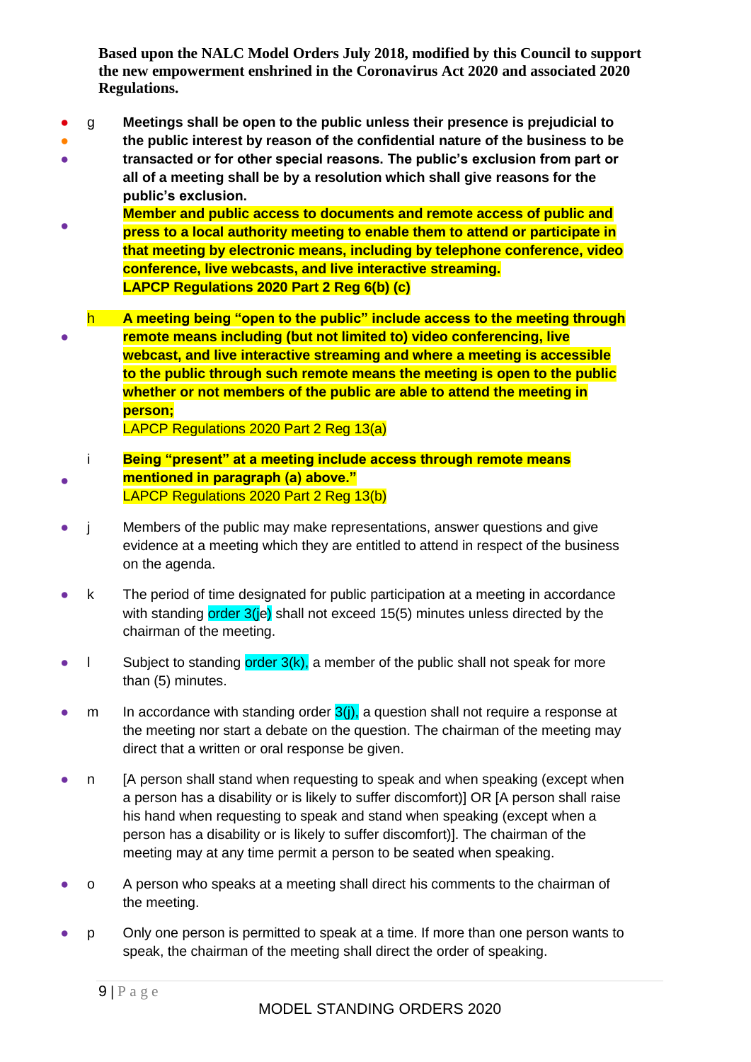**Based upon the NALC Model Orders July 2018, modified by this Council to support the new empowerment enshrined in the Coronavirus Act 2020 and associated 2020 Regulations.**

- g **Meetings shall be open to the public unless their presence is prejudicial to the public interest by reason of the confidential nature of the business to be transacted or for other special reasons. The public's exclusion from part or all of a meeting shall be by a resolution which shall give reasons for the public's exclusion.**
  **Member and public access to documents and remote access of public and press to a local authority meeting to enable them to attend or participate in that meeting by electronic means, including by telephone conference, video conference, live webcasts, and live interactive streaming.**
  **LAPCP Regulations 2020 Part 2 Reg 6(b) (c)**

- h **A meeting being "open to the public" include access to the meeting through remote means including (but not limited to) video conferencing, live webcast, and live interactive streaming and where a meeting is accessible to the public through such remote means the meeting is open to the public whether or not members of the public are able to attend the meeting in person;**
  LAPCP Regulations 2020 Part 2 Reg 13(a)

- i **Being "present" at a meeting include access through remote means mentioned in paragraph (a) above."**
  LAPCP Regulations 2020 Part 2 Reg 13(b)

- j Members of the public may make representations, answer questions and give evidence at a meeting which they are entitled to attend in respect of the business on the agenda.

- k The period of time designated for public participation at a meeting in accordance with standing order 3(je) shall not exceed 15(5) minutes unless directed by the chairman of the meeting.

- l Subject to standing order 3(k), a member of the public shall not speak for more than (5) minutes.

- m In accordance with standing order 3(j), a question shall not require a response at the meeting nor start a debate on the question. The chairman of the meeting may direct that a written or oral response be given.

- n [A person shall stand when requesting to speak and when speaking (except when a person has a disability or is likely to suffer discomfort)] OR [A person shall raise his hand when requesting to speak and stand when speaking (except when a person has a disability or is likely to suffer discomfort)]. The chairman of the meeting may at any time permit a person to be seated when speaking.

- o A person who speaks at a meeting shall direct his comments to the chairman of the meeting.

- p Only one person is permitted to speak at a time. If more than one person wants to speak, the chairman of the meeting shall direct the order of speaking.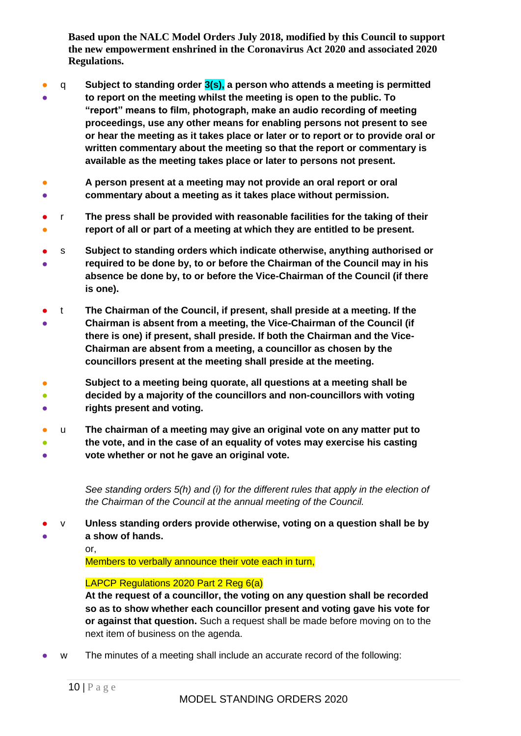**Based upon the NALC Model Orders July 2018, modified by this Council to support the new empowerment enshrined in the Coronavirus Act 2020 and associated 2020 Regulations.**

q **Subject to standing order 3(s), a person who attends a meeting is permitted to report on the meeting whilst the meeting is open to the public. To "report" means to film, photograph, make an audio recording of meeting proceedings, use any other means for enabling persons not present to see or hear the meeting as it takes place or later or to report or to provide oral or written commentary about the meeting so that the report or commentary is available as the meeting takes place or later to persons not present.**

**A person present at a meeting may not provide an oral report or oral commentary about a meeting as it takes place without permission.**

r **The press shall be provided with reasonable facilities for the taking of their report of all or part of a meeting at which they are entitled to be present.**

s **Subject to standing orders which indicate otherwise, anything authorised or required to be done by, to or before the Chairman of the Council may in his absence be done by, to or before the Vice-Chairman of the Council (if there is one).**

t **The Chairman of the Council, if present, shall preside at a meeting. If the Chairman is absent from a meeting, the Vice-Chairman of the Council (if there is one) if present, shall preside. If both the Chairman and the Vice-Chairman are absent from a meeting, a councillor as chosen by the councillors present at the meeting shall preside at the meeting.**

**Subject to a meeting being quorate, all questions at a meeting shall be decided by a majority of the councillors and non-councillors with voting rights present and voting.**

u **The chairman of a meeting may give an original vote on any matter put to the vote, and in the case of an equality of votes may exercise his casting vote whether or not he gave an original vote.**

*See standing orders 5(h) and (i) for the different rules that apply in the election of the Chairman of the Council at the annual meeting of the Council.*

v **Unless standing orders provide otherwise, voting on a question shall be by a show of hands.**

or,

Members to verbally announce their vote each in turn,

LAPCP Regulations 2020 Part 2 Reg 6(a)

**At the request of a councillor, the voting on any question shall be recorded so as to show whether each councillor present and voting gave his vote for or against that question.** Such a request shall be made before moving on to the next item of business on the agenda.

w The minutes of a meeting shall include an accurate record of the following: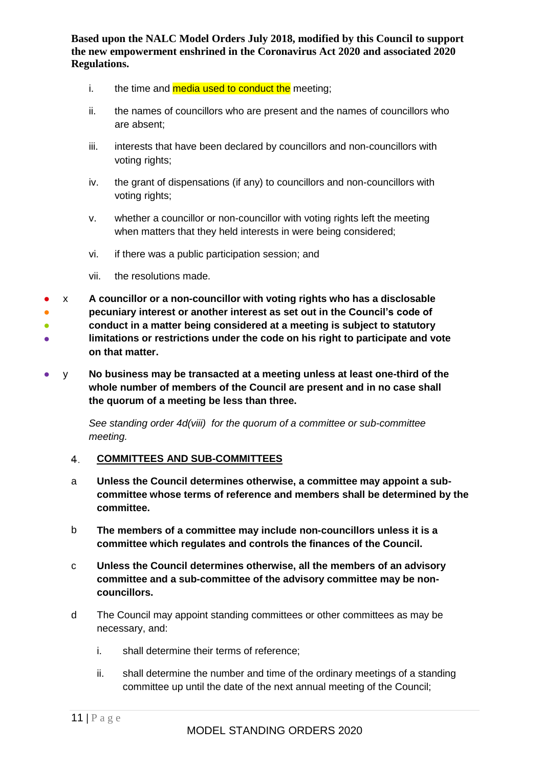**Based upon the NALC Model Orders July 2018, modified by this Council to support the new empowerment enshrined in the Coronavirus Act 2020 and associated 2020 Regulations.**

i. the time and media used to conduct the meeting;

ii. the names of councillors who are present and the names of councillors who are absent;

iii. interests that have been declared by councillors and non-councillors with voting rights;

iv. the grant of dispensations (if any) to councillors and non-councillors with voting rights;

v. whether a councillor or non-councillor with voting rights left the meeting when matters that they held interests in were being considered;

vi. if there was a public participation session; and

vii. the resolutions made.

x **A councillor or a non-councillor with voting rights who has a disclosable pecuniary interest or another interest as set out in the Council's code of conduct in a matter being considered at a meeting is subject to statutory limitations or restrictions under the code on his right to participate and vote on that matter.**

y **No business may be transacted at a meeting unless at least one-third of the whole number of members of the Council are present and in no case shall the quorum of a meeting be less than three.**

*See standing order 4d(viii) for the quorum of a committee or sub-committee meeting.*

## 4. COMMITTEES AND SUB-COMMITTEES

a **Unless the Council determines otherwise, a committee may appoint a sub-committee whose terms of reference and members shall be determined by the committee.**

b **The members of a committee may include non-councillors unless it is a committee which regulates and controls the finances of the Council.**

c **Unless the Council determines otherwise, all the members of an advisory committee and a sub-committee of the advisory committee may be non-councillors.**

d The Council may appoint standing committees or other committees as may be necessary, and:

i. shall determine their terms of reference;

ii. shall determine the number and time of the ordinary meetings of a standing committee up until the date of the next annual meeting of the Council;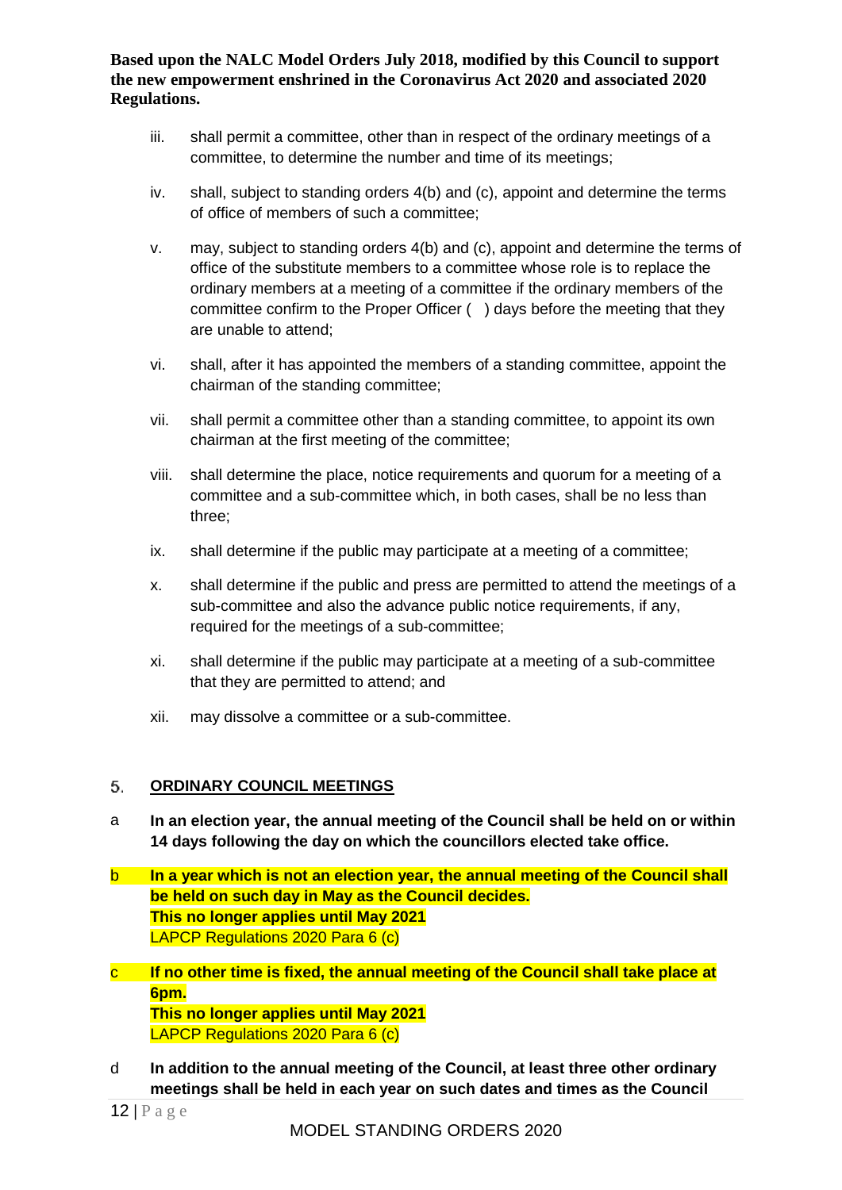**Based upon the NALC Model Orders July 2018, modified by this Council to support the new empowerment enshrined in the Coronavirus Act 2020 and associated 2020 Regulations.**

iii. shall permit a committee, other than in respect of the ordinary meetings of a committee, to determine the number and time of its meetings;

iv. shall, subject to standing orders 4(b) and (c), appoint and determine the terms of office of members of such a committee;

v. may, subject to standing orders 4(b) and (c), appoint and determine the terms of office of the substitute members to a committee whose role is to replace the ordinary members at a meeting of a committee if the ordinary members of the committee confirm to the Proper Officer (   ) days before the meeting that they are unable to attend;

vi. shall, after it has appointed the members of a standing committee, appoint the chairman of the standing committee;

vii. shall permit a committee other than a standing committee, to appoint its own chairman at the first meeting of the committee;

viii. shall determine the place, notice requirements and quorum for a meeting of a committee and a sub-committee which, in both cases, shall be no less than three;

ix. shall determine if the public may participate at a meeting of a committee;

x. shall determine if the public and press are permitted to attend the meetings of a sub-committee and also the advance public notice requirements, if any, required for the meetings of a sub-committee;

xi. shall determine if the public may participate at a meeting of a sub-committee that they are permitted to attend; and

xii. may dissolve a committee or a sub-committee.

## 5. ORDINARY COUNCIL MEETINGS

a **In an election year, the annual meeting of the Council shall be held on or within 14 days following the day on which the councillors elected take office.**

b **In a year which is not an election year, the annual meeting of the Council shall be held on such day in May as the Council decides.**
**This no longer applies until May 2021**
LAPCP Regulations 2020 Para 6 (c)

c **If no other time is fixed, the annual meeting of the Council shall take place at 6pm.**
**This no longer applies until May 2021**
LAPCP Regulations 2020 Para 6 (c)

d **In addition to the annual meeting of the Council, at least three other ordinary meetings shall be held in each year on such dates and times as the Council**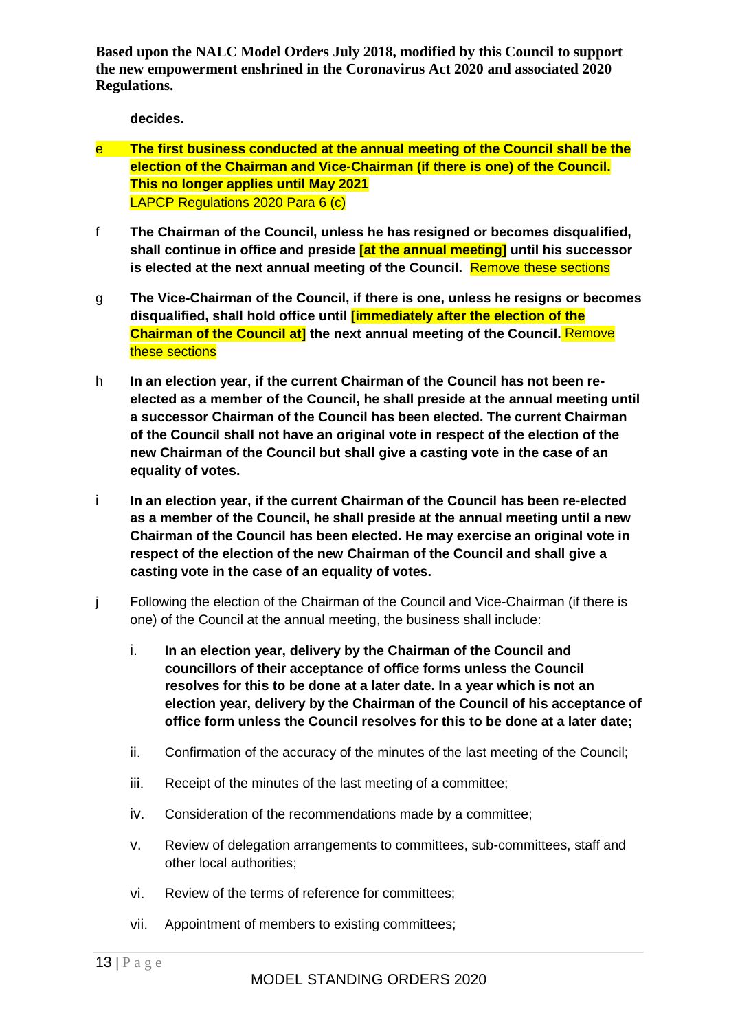**decides.**

e **The first business conducted at the annual meeting of the Council shall be the election of the Chairman and Vice-Chairman (if there is one) of the Council. This no longer applies until May 2021**
LAPCP Regulations 2020 Para 6 (c)

f **The Chairman of the Council, unless he has resigned or becomes disqualified, shall continue in office and preside [at the annual meeting] until his successor is elected at the next annual meeting of the Council.** Remove these sections

g **The Vice-Chairman of the Council, if there is one, unless he resigns or becomes disqualified, shall hold office until [immediately after the election of the Chairman of the Council at] the next annual meeting of the Council.** Remove these sections

h **In an election year, if the current Chairman of the Council has not been re-elected as a member of the Council, he shall preside at the annual meeting until a successor Chairman of the Council has been elected. The current Chairman of the Council shall not have an original vote in respect of the election of the new Chairman of the Council but shall give a casting vote in the case of an equality of votes.**

i **In an election year, if the current Chairman of the Council has been re-elected as a member of the Council, he shall preside at the annual meeting until a new Chairman of the Council has been elected. He may exercise an original vote in respect of the election of the new Chairman of the Council and shall give a casting vote in the case of an equality of votes.**

j Following the election of the Chairman of the Council and Vice-Chairman (if there is one) of the Council at the annual meeting, the business shall include:

i. **In an election year, delivery by the Chairman of the Council and councillors of their acceptance of office forms unless the Council resolves for this to be done at a later date. In a year which is not an election year, delivery by the Chairman of the Council of his acceptance of office form unless the Council resolves for this to be done at a later date;**

ii. Confirmation of the accuracy of the minutes of the last meeting of the Council;

iii. Receipt of the minutes of the last meeting of a committee;

iv. Consideration of the recommendations made by a committee;

v. Review of delegation arrangements to committees, sub-committees, staff and other local authorities;

vi. Review of the terms of reference for committees;

vii. Appointment of members to existing committees;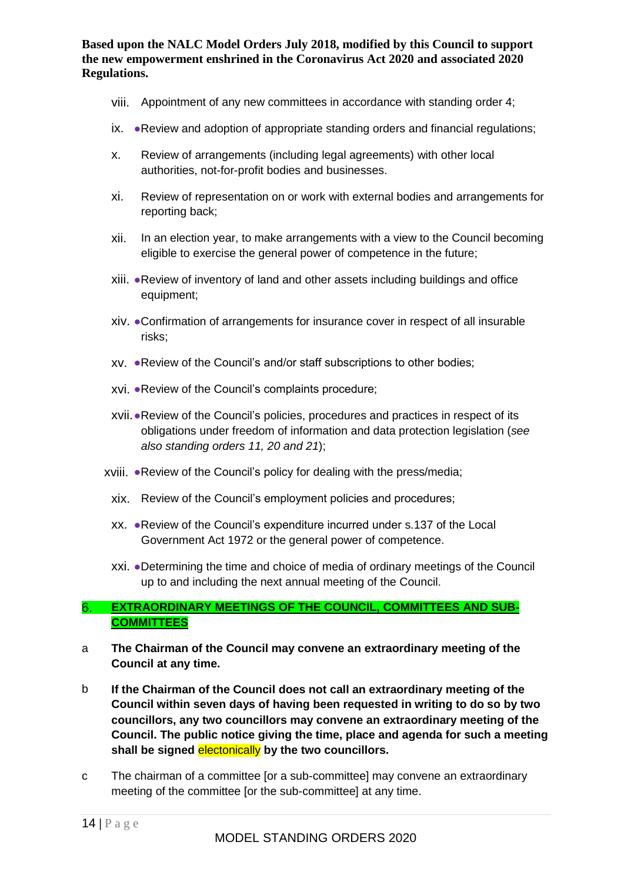**Based upon the NALC Model Orders July 2018, modified by this Council to support the new empowerment enshrined in the Coronavirus Act 2020 and associated 2020 Regulations.**

viii. Appointment of any new committees in accordance with standing order 4;

ix. ●Review and adoption of appropriate standing orders and financial regulations;

x. Review of arrangements (including legal agreements) with other local authorities, not-for-profit bodies and businesses.

xi. Review of representation on or work with external bodies and arrangements for reporting back;

xii. In an election year, to make arrangements with a view to the Council becoming eligible to exercise the general power of competence in the future;

xiii. ●Review of inventory of land and other assets including buildings and office equipment;

xiv. ●Confirmation of arrangements for insurance cover in respect of all insurable risks;

xv. ●Review of the Council's and/or staff subscriptions to other bodies;

xvi. ●Review of the Council's complaints procedure;

xvii. ●Review of the Council's policies, procedures and practices in respect of its obligations under freedom of information and data protection legislation (*see also standing orders 11, 20 and 21*);

xviii. ●Review of the Council's policy for dealing with the press/media;

xix. Review of the Council's employment policies and procedures;

xx. ●Review of the Council's expenditure incurred under s.137 of the Local Government Act 1972 or the general power of competence.

xxi. ●Determining the time and choice of media of ordinary meetings of the Council up to and including the next annual meeting of the Council.

## 6. EXTRAORDINARY MEETINGS OF THE COUNCIL, COMMITTEES AND SUB-COMMITTEES

a **The Chairman of the Council may convene an extraordinary meeting of the Council at any time.**

b **If the Chairman of the Council does not call an extraordinary meeting of the Council within seven days of having been requested in writing to do so by two councillors, any two councillors may convene an extraordinary meeting of the Council. The public notice giving the time, place and agenda for such a meeting shall be signed electonically by the two councillors.**

c The chairman of a committee [or a sub-committee] may convene an extraordinary meeting of the committee [or the sub-committee] at any time.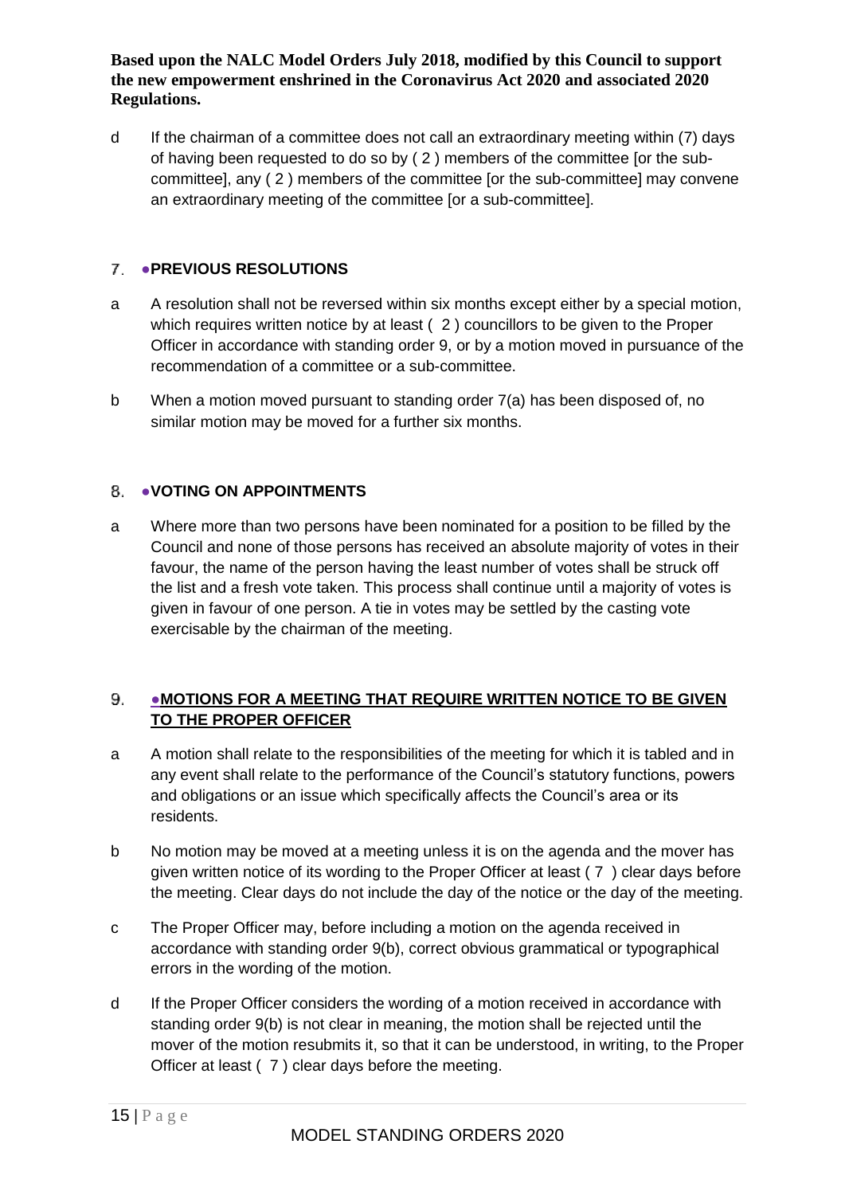d If the chairman of a committee does not call an extraordinary meeting within (7) days of having been requested to do so by ( 2 ) members of the committee [or the sub-committee], any ( 2 ) members of the committee [or the sub-committee] may convene an extraordinary meeting of the committee [or a sub-committee].

## 7. ●PREVIOUS RESOLUTIONS

a A resolution shall not be reversed within six months except either by a special motion, which requires written notice by at least ( 2 ) councillors to be given to the Proper Officer in accordance with standing order 9, or by a motion moved in pursuance of the recommendation of a committee or a sub-committee.

b When a motion moved pursuant to standing order 7(a) has been disposed of, no similar motion may be moved for a further six months.

## 8. ●VOTING ON APPOINTMENTS

a Where more than two persons have been nominated for a position to be filled by the Council and none of those persons has received an absolute majority of votes in their favour, the name of the person having the least number of votes shall be struck off the list and a fresh vote taken. This process shall continue until a majority of votes is given in favour of one person. A tie in votes may be settled by the casting vote exercisable by the chairman of the meeting.

## 9. ●MOTIONS FOR A MEETING THAT REQUIRE WRITTEN NOTICE TO BE GIVEN TO THE PROPER OFFICER

a A motion shall relate to the responsibilities of the meeting for which it is tabled and in any event shall relate to the performance of the Council's statutory functions, powers and obligations or an issue which specifically affects the Council's area or its residents.

b No motion may be moved at a meeting unless it is on the agenda and the mover has given written notice of its wording to the Proper Officer at least ( 7 ) clear days before the meeting. Clear days do not include the day of the notice or the day of the meeting.

c The Proper Officer may, before including a motion on the agenda received in accordance with standing order 9(b), correct obvious grammatical or typographical errors in the wording of the motion.

d If the Proper Officer considers the wording of a motion received in accordance with standing order 9(b) is not clear in meaning, the motion shall be rejected until the mover of the motion resubmits it, so that it can be understood, in writing, to the Proper Officer at least ( 7 ) clear days before the meeting.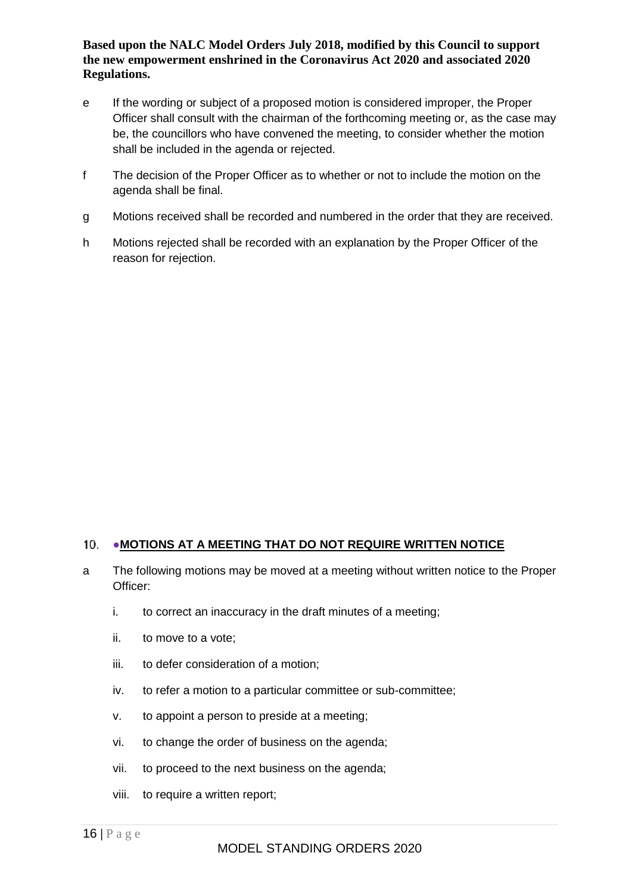- e If the wording or subject of a proposed motion is considered improper, the Proper Officer shall consult with the chairman of the forthcoming meeting or, as the case may be, the councillors who have convened the meeting, to consider whether the motion shall be included in the agenda or rejected.
- f The decision of the Proper Officer as to whether or not to include the motion on the agenda shall be final.
- g Motions received shall be recorded and numbered in the order that they are received.
- h Motions rejected shall be recorded with an explanation by the Proper Officer of the reason for rejection.

## 10. •MOTIONS AT A MEETING THAT DO NOT REQUIRE WRITTEN NOTICE

a The following motions may be moved at a meeting without written notice to the Proper Officer:

- i. to correct an inaccuracy in the draft minutes of a meeting;
- ii. to move to a vote;
- iii. to defer consideration of a motion;
- iv. to refer a motion to a particular committee or sub-committee;
- v. to appoint a person to preside at a meeting;
- vi. to change the order of business on the agenda;
- vii. to proceed to the next business on the agenda;
- viii. to require a written report;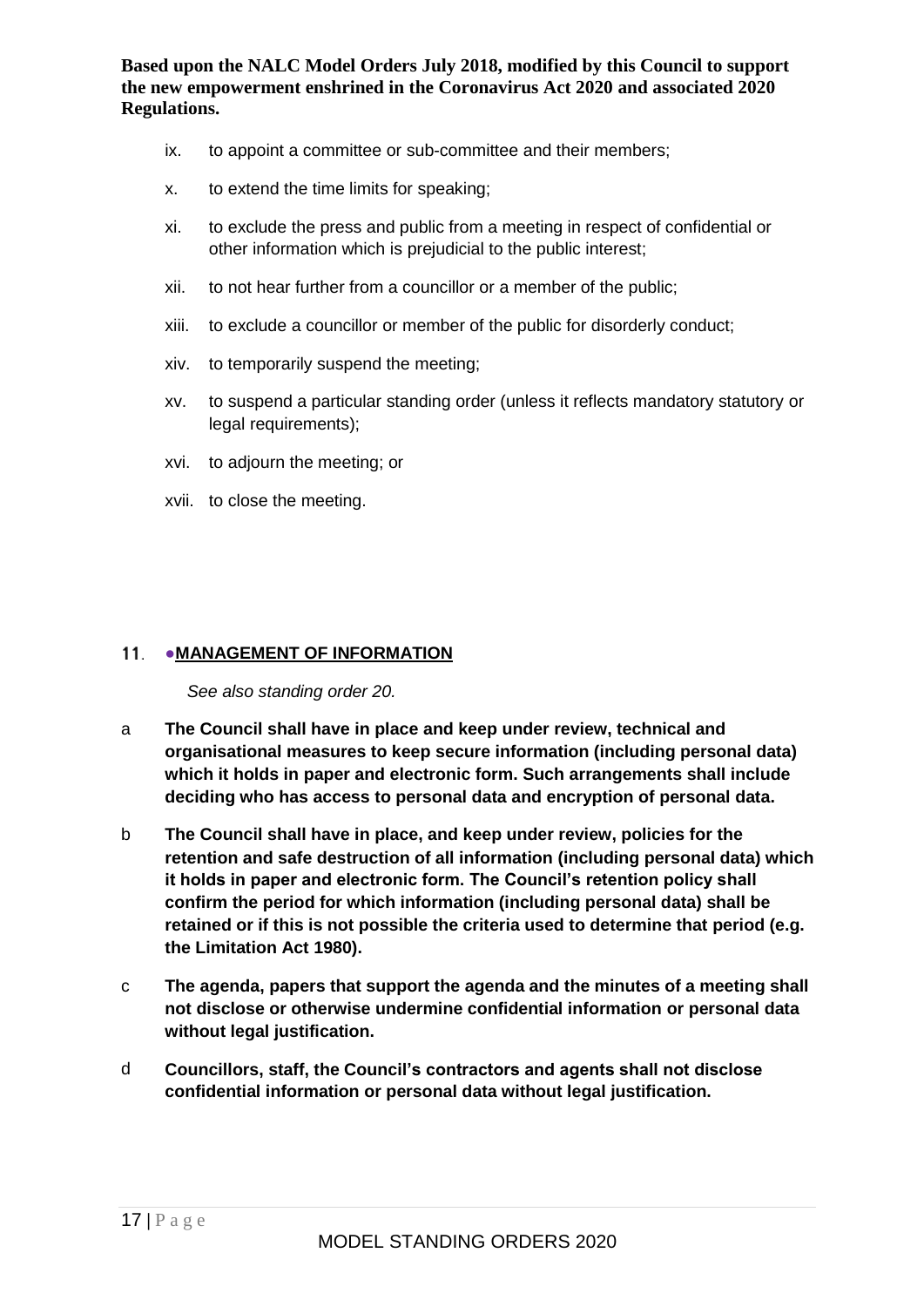ix. to appoint a committee or sub-committee and their members;

x. to extend the time limits for speaking;

xi. to exclude the press and public from a meeting in respect of confidential or other information which is prejudicial to the public interest;

xii. to not hear further from a councillor or a member of the public;

xiii. to exclude a councillor or member of the public for disorderly conduct;

xiv. to temporarily suspend the meeting;

xv. to suspend a particular standing order (unless it reflects mandatory statutory or legal requirements);

xvi. to adjourn the meeting; or

xvii. to close the meeting.

## 11. •MANAGEMENT OF INFORMATION

*See also standing order 20.*

a **The Council shall have in place and keep under review, technical and organisational measures to keep secure information (including personal data) which it holds in paper and electronic form. Such arrangements shall include deciding who has access to personal data and encryption of personal data.**

b **The Council shall have in place, and keep under review, policies for the retention and safe destruction of all information (including personal data) which it holds in paper and electronic form. The Council's retention policy shall confirm the period for which information (including personal data) shall be retained or if this is not possible the criteria used to determine that period (e.g. the Limitation Act 1980).**

c **The agenda, papers that support the agenda and the minutes of a meeting shall not disclose or otherwise undermine confidential information or personal data without legal justification.**

d **Councillors, staff, the Council's contractors and agents shall not disclose confidential information or personal data without legal justification.**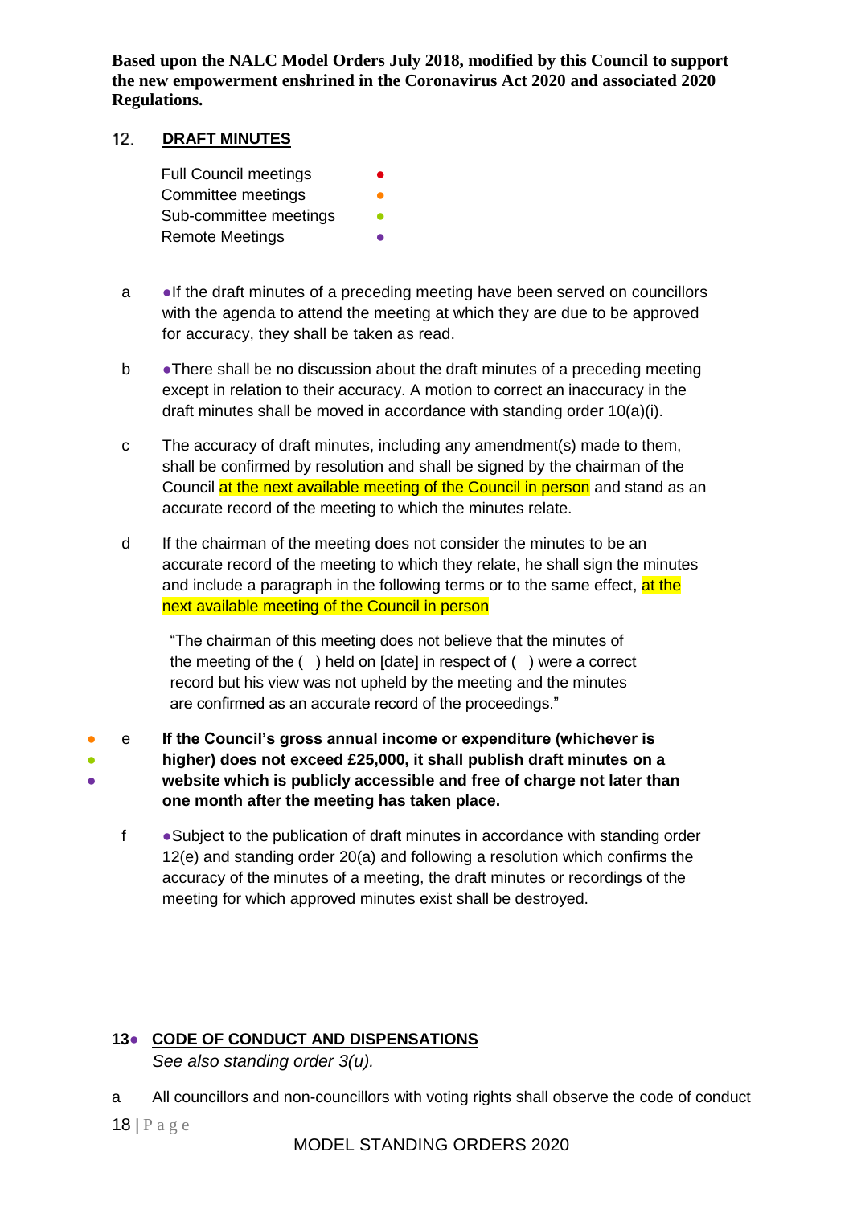**Based upon the NALC Model Orders July 2018, modified by this Council to support the new empowerment enshrined in the Coronavirus Act 2020 and associated 2020 Regulations.**

## 12. DRAFT MINUTES

Full Council meetings ●
Committee meetings ●
Sub-committee meetings ●
Remote Meetings ●

a ●If the draft minutes of a preceding meeting have been served on councillors with the agenda to attend the meeting at which they are due to be approved for accuracy, they shall be taken as read.

b ●There shall be no discussion about the draft minutes of a preceding meeting except in relation to their accuracy. A motion to correct an inaccuracy in the draft minutes shall be moved in accordance with standing order 10(a)(i).

c The accuracy of draft minutes, including any amendment(s) made to them, shall be confirmed by resolution and shall be signed by the chairman of the Council at the next available meeting of the Council in person and stand as an accurate record of the meeting to which the minutes relate.

d If the chairman of the meeting does not consider the minutes to be an accurate record of the meeting to which they relate, he shall sign the minutes and include a paragraph in the following terms or to the same effect, at the next available meeting of the Council in person

"The chairman of this meeting does not believe that the minutes of the meeting of the ( ) held on [date] in respect of ( ) were a correct record but his view was not upheld by the meeting and the minutes are confirmed as an accurate record of the proceedings."

● ● ● e **If the Council's gross annual income or expenditure (whichever is higher) does not exceed £25,000, it shall publish draft minutes on a website which is publicly accessible and free of charge not later than one month after the meeting has taken place.**

f ●Subject to the publication of draft minutes in accordance with standing order 12(e) and standing order 20(a) and following a resolution which confirms the accuracy of the minutes of a meeting, the draft minutes or recordings of the meeting for which approved minutes exist shall be destroyed.

## 13● CODE OF CONDUCT AND DISPENSATIONS

*See also standing order 3(u).*

a All councillors and non-councillors with voting rights shall observe the code of conduct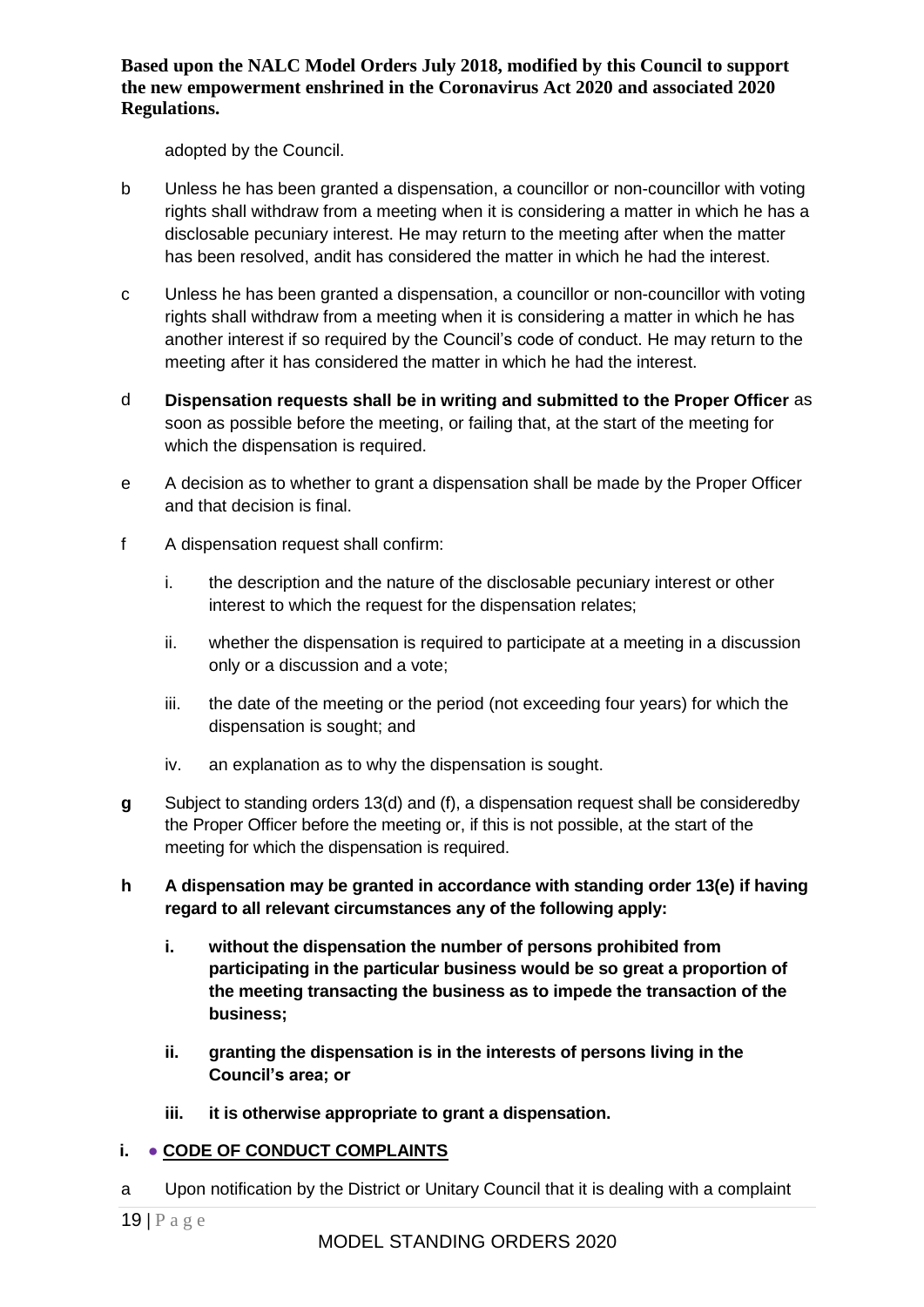adopted by the Council.

b Unless he has been granted a dispensation, a councillor or non-councillor with voting rights shall withdraw from a meeting when it is considering a matter in which he has a disclosable pecuniary interest. He may return to the meeting after when the matter has been resolved, andit has considered the matter in which he had the interest.

c Unless he has been granted a dispensation, a councillor or non-councillor with voting rights shall withdraw from a meeting when it is considering a matter in which he has another interest if so required by the Council's code of conduct. He may return to the meeting after it has considered the matter in which he had the interest.

d **Dispensation requests shall be in writing and submitted to the Proper Officer** as soon as possible before the meeting, or failing that, at the start of the meeting for which the dispensation is required.

e A decision as to whether to grant a dispensation shall be made by the Proper Officer and that decision is final.

f A dispensation request shall confirm:

  i. the description and the nature of the disclosable pecuniary interest or other interest to which the request for the dispensation relates;

  ii. whether the dispensation is required to participate at a meeting in a discussion only or a discussion and a vote;

  iii. the date of the meeting or the period (not exceeding four years) for which the dispensation is sought; and

  iv. an explanation as to why the dispensation is sought.

**g** Subject to standing orders 13(d) and (f), a dispensation request shall be consideredby the Proper Officer before the meeting or, if this is not possible, at the start of the meeting for which the dispensation is required.

**h A dispensation may be granted in accordance with standing order 13(e) if having regard to all relevant circumstances any of the following apply:**

  **i. without the dispensation the number of persons prohibited from participating in the particular business would be so great a proportion of the meeting transacting the business as to impede the transaction of the business;**

  **ii. granting the dispensation is in the interests of persons living in the Council's area; or**

  **iii. it is otherwise appropriate to grant a dispensation.**

## i. • CODE OF CONDUCT COMPLAINTS

a Upon notification by the District or Unitary Council that it is dealing with a complaint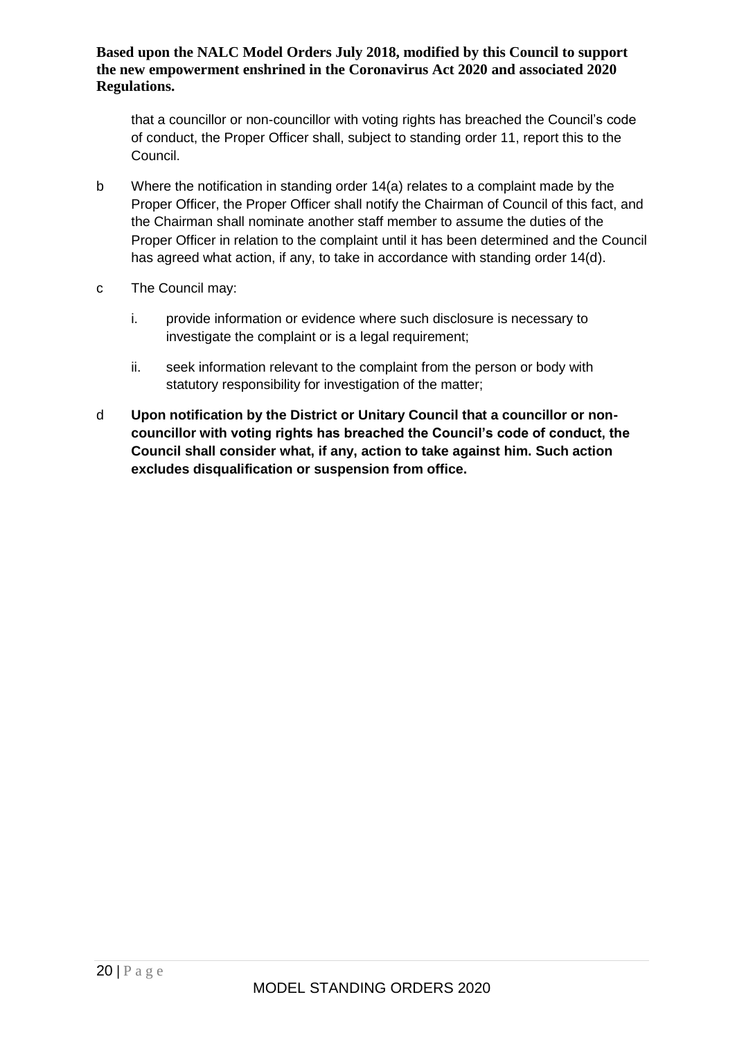that a councillor or non-councillor with voting rights has breached the Council's code of conduct, the Proper Officer shall, subject to standing order 11, report this to the Council.

b Where the notification in standing order 14(a) relates to a complaint made by the Proper Officer, the Proper Officer shall notify the Chairman of Council of this fact, and the Chairman shall nominate another staff member to assume the duties of the Proper Officer in relation to the complaint until it has been determined and the Council has agreed what action, if any, to take in accordance with standing order 14(d).

c The Council may:

  i. provide information or evidence where such disclosure is necessary to investigate the complaint or is a legal requirement;

  ii. seek information relevant to the complaint from the person or body with statutory responsibility for investigation of the matter;

d **Upon notification by the District or Unitary Council that a councillor or non-councillor with voting rights has breached the Council's code of conduct, the Council shall consider what, if any, action to take against him. Such action excludes disqualification or suspension from office.**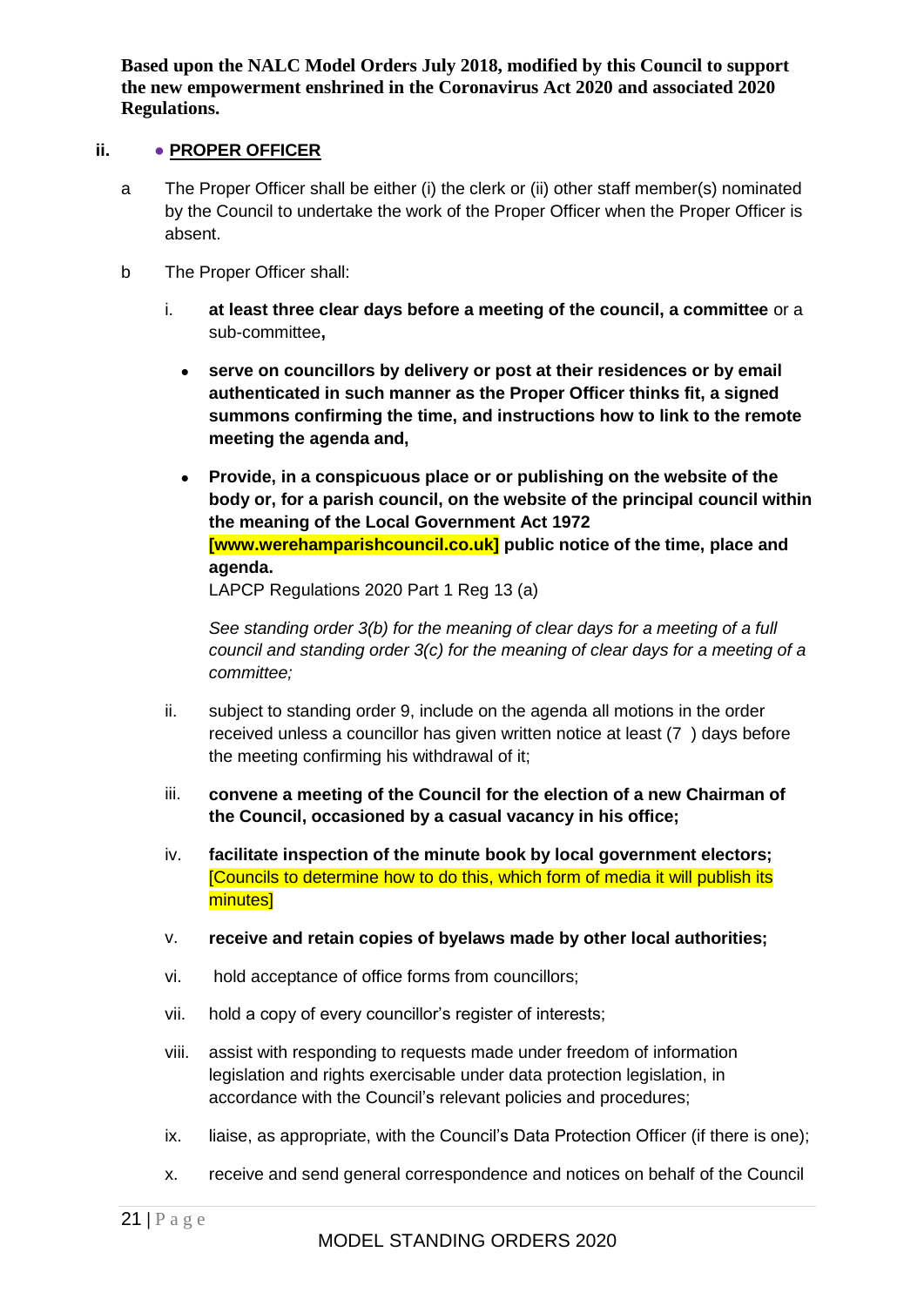**Based upon the NALC Model Orders July 2018, modified by this Council to support the new empowerment enshrined in the Coronavirus Act 2020 and associated 2020 Regulations.**

**ii. • PROPER OFFICER**

a The Proper Officer shall be either (i) the clerk or (ii) other staff member(s) nominated by the Council to undertake the work of the Proper Officer when the Proper Officer is absent.

b The Proper Officer shall:

i. **at least three clear days before a meeting of the council, a committee** or a sub-committee**,**

- **serve on councillors by delivery or post at their residences or by email authenticated in such manner as the Proper Officer thinks fit, a signed summons confirming the time, and instructions how to link to the remote meeting the agenda and,**
- **Provide, in a conspicuous place or or publishing on the website of the body or, for a parish council, on the website of the principal council within the meaning of the Local Government Act 1972 [www.werehamparishcouncil.co.uk] public notice of the time, place and agenda.**
  LAPCP Regulations 2020 Part 1 Reg 13 (a)

  *See standing order 3(b) for the meaning of clear days for a meeting of a full council and standing order 3(c) for the meaning of clear days for a meeting of a committee;*

ii. subject to standing order 9, include on the agenda all motions in the order received unless a councillor has given written notice at least (7 ) days before the meeting confirming his withdrawal of it;

iii. **convene a meeting of the Council for the election of a new Chairman of the Council, occasioned by a casual vacancy in his office;**

iv. **facilitate inspection of the minute book by local government electors;** [Councils to determine how to do this, which form of media it will publish its minutes]

v. **receive and retain copies of byelaws made by other local authorities;**

vi. hold acceptance of office forms from councillors;

vii. hold a copy of every councillor's register of interests;

viii. assist with responding to requests made under freedom of information legislation and rights exercisable under data protection legislation, in accordance with the Council's relevant policies and procedures;

ix. liaise, as appropriate, with the Council's Data Protection Officer (if there is one);

x. receive and send general correspondence and notices on behalf of the Council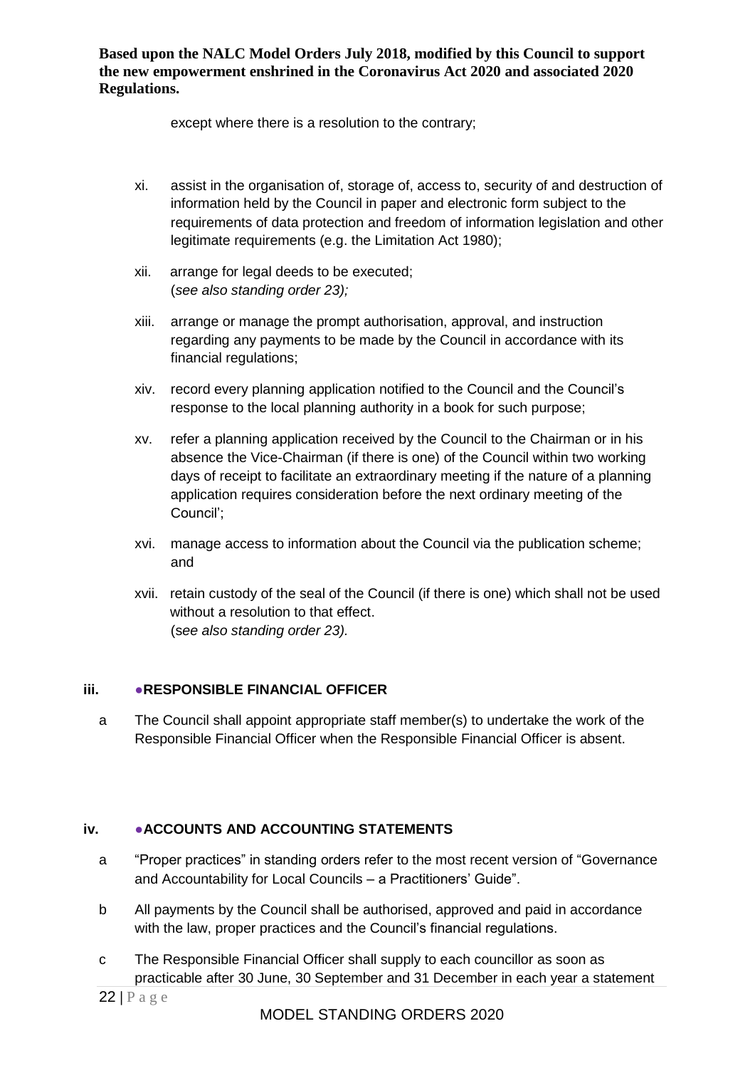except where there is a resolution to the contrary;

xi. assist in the organisation of, storage of, access to, security of and destruction of information held by the Council in paper and electronic form subject to the requirements of data protection and freedom of information legislation and other legitimate requirements (e.g. the Limitation Act 1980);

xii. arrange for legal deeds to be executed;
(*see also standing order 23);*

xiii. arrange or manage the prompt authorisation, approval, and instruction regarding any payments to be made by the Council in accordance with its financial regulations;

xiv. record every planning application notified to the Council and the Council's response to the local planning authority in a book for such purpose;

xv. refer a planning application received by the Council to the Chairman or in his absence the Vice-Chairman (if there is one) of the Council within two working days of receipt to facilitate an extraordinary meeting if the nature of a planning application requires consideration before the next ordinary meeting of the Council';

xvi. manage access to information about the Council via the publication scheme; and

xvii. retain custody of the seal of the Council (if there is one) which shall not be used without a resolution to that effect.
(*see also standing order 23).*

### iii. ●RESPONSIBLE FINANCIAL OFFICER

a The Council shall appoint appropriate staff member(s) to undertake the work of the Responsible Financial Officer when the Responsible Financial Officer is absent.

### iv. ●ACCOUNTS AND ACCOUNTING STATEMENTS

a "Proper practices" in standing orders refer to the most recent version of "Governance and Accountability for Local Councils – a Practitioners' Guide".

b All payments by the Council shall be authorised, approved and paid in accordance with the law, proper practices and the Council's financial regulations.

c The Responsible Financial Officer shall supply to each councillor as soon as practicable after 30 June, 30 September and 31 December in each year a statement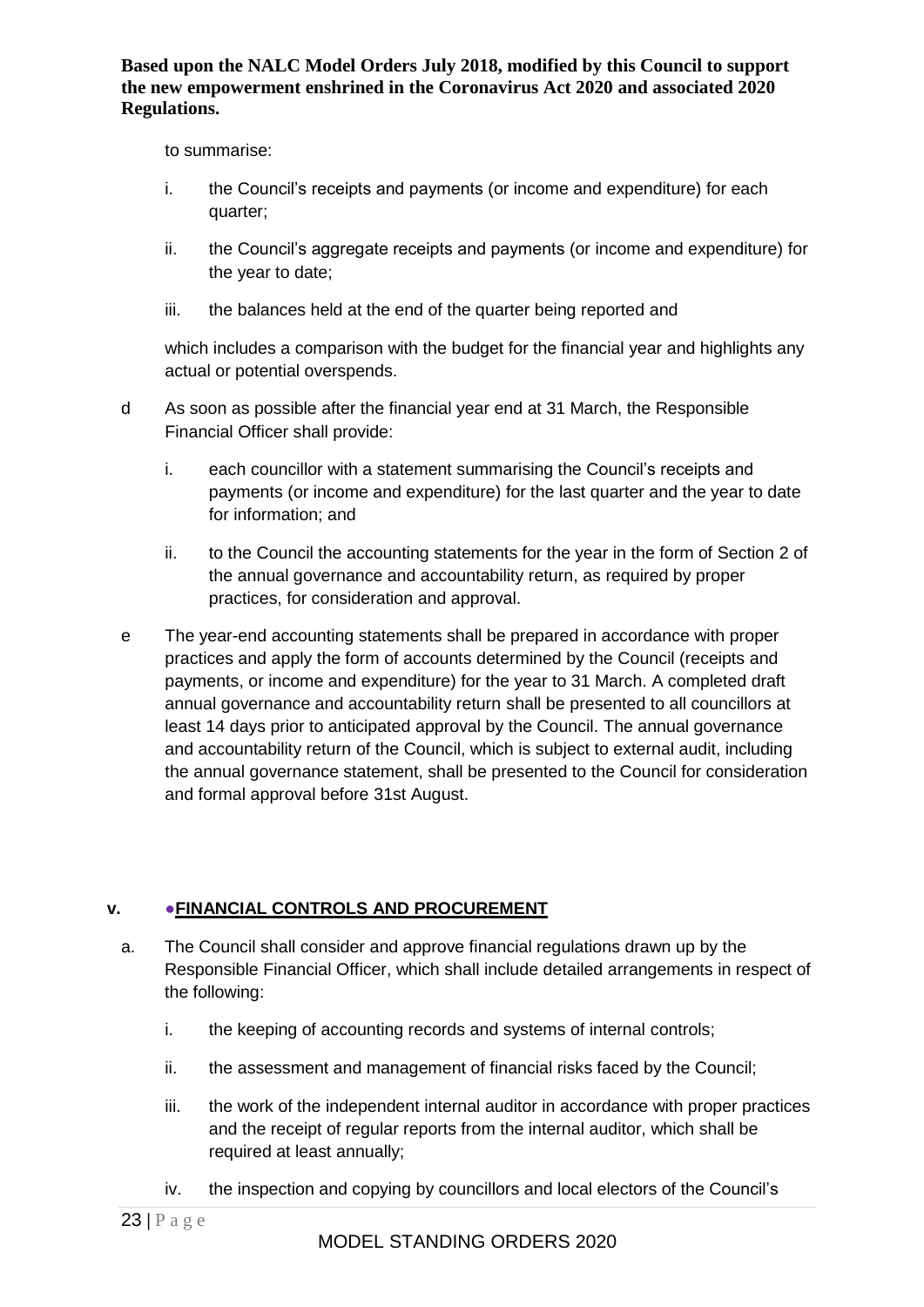to summarise:

i. the Council's receipts and payments (or income and expenditure) for each quarter;

ii. the Council's aggregate receipts and payments (or income and expenditure) for the year to date;

iii. the balances held at the end of the quarter being reported and

which includes a comparison with the budget for the financial year and highlights any actual or potential overspends.

d As soon as possible after the financial year end at 31 March, the Responsible Financial Officer shall provide:

i. each councillor with a statement summarising the Council's receipts and payments (or income and expenditure) for the last quarter and the year to date for information; and

ii. to the Council the accounting statements for the year in the form of Section 2 of the annual governance and accountability return, as required by proper practices, for consideration and approval.

e The year-end accounting statements shall be prepared in accordance with proper practices and apply the form of accounts determined by the Council (receipts and payments, or income and expenditure) for the year to 31 March. A completed draft annual governance and accountability return shall be presented to all councillors at least 14 days prior to anticipated approval by the Council. The annual governance and accountability return of the Council, which is subject to external audit, including the annual governance statement, shall be presented to the Council for consideration and formal approval before 31st August.

## v. ●FINANCIAL CONTROLS AND PROCUREMENT

a. The Council shall consider and approve financial regulations drawn up by the Responsible Financial Officer, which shall include detailed arrangements in respect of the following:

i. the keeping of accounting records and systems of internal controls;

ii. the assessment and management of financial risks faced by the Council;

iii. the work of the independent internal auditor in accordance with proper practices and the receipt of regular reports from the internal auditor, which shall be required at least annually;

iv. the inspection and copying by councillors and local electors of the Council's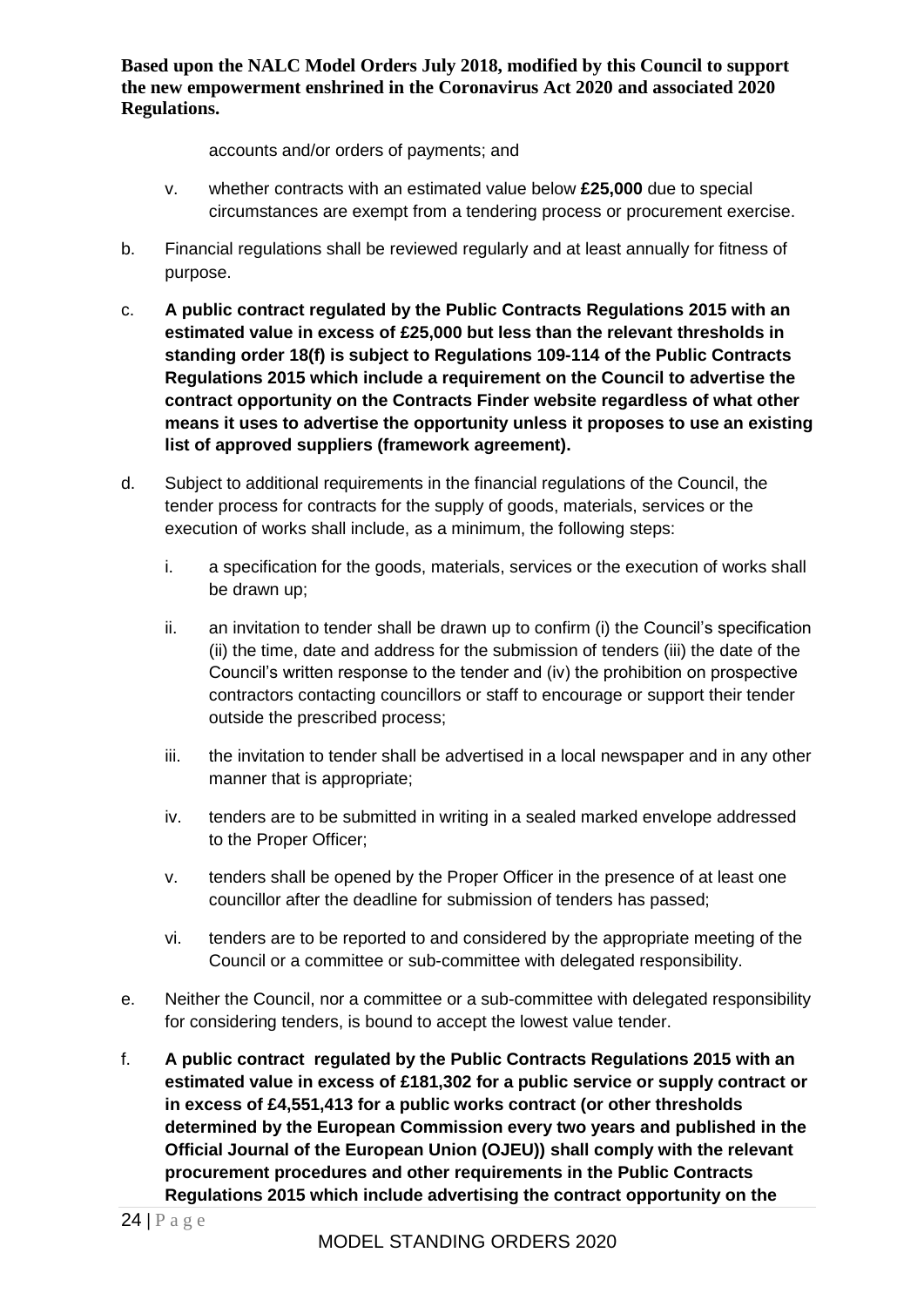accounts and/or orders of payments; and

v. whether contracts with an estimated value below **£25,000** due to special circumstances are exempt from a tendering process or procurement exercise.

b. Financial regulations shall be reviewed regularly and at least annually for fitness of purpose.

c. **A public contract regulated by the Public Contracts Regulations 2015 with an estimated value in excess of £25,000 but less than the relevant thresholds in standing order 18(f) is subject to Regulations 109-114 of the Public Contracts Regulations 2015 which include a requirement on the Council to advertise the contract opportunity on the Contracts Finder website regardless of what other means it uses to advertise the opportunity unless it proposes to use an existing list of approved suppliers (framework agreement).**

d. Subject to additional requirements in the financial regulations of the Council, the tender process for contracts for the supply of goods, materials, services or the execution of works shall include, as a minimum, the following steps:

   i. a specification for the goods, materials, services or the execution of works shall be drawn up;

   ii. an invitation to tender shall be drawn up to confirm (i) the Council's specification (ii) the time, date and address for the submission of tenders (iii) the date of the Council's written response to the tender and (iv) the prohibition on prospective contractors contacting councillors or staff to encourage or support their tender outside the prescribed process;

   iii. the invitation to tender shall be advertised in a local newspaper and in any other manner that is appropriate;

   iv. tenders are to be submitted in writing in a sealed marked envelope addressed to the Proper Officer;

   v. tenders shall be opened by the Proper Officer in the presence of at least one councillor after the deadline for submission of tenders has passed;

   vi. tenders are to be reported to and considered by the appropriate meeting of the Council or a committee or sub-committee with delegated responsibility.

e. Neither the Council, nor a committee or a sub-committee with delegated responsibility for considering tenders, is bound to accept the lowest value tender.

f. **A public contract regulated by the Public Contracts Regulations 2015 with an estimated value in excess of £181,302 for a public service or supply contract or in excess of £4,551,413 for a public works contract (or other thresholds determined by the European Commission every two years and published in the Official Journal of the European Union (OJEU)) shall comply with the relevant procurement procedures and other requirements in the Public Contracts Regulations 2015 which include advertising the contract opportunity on the**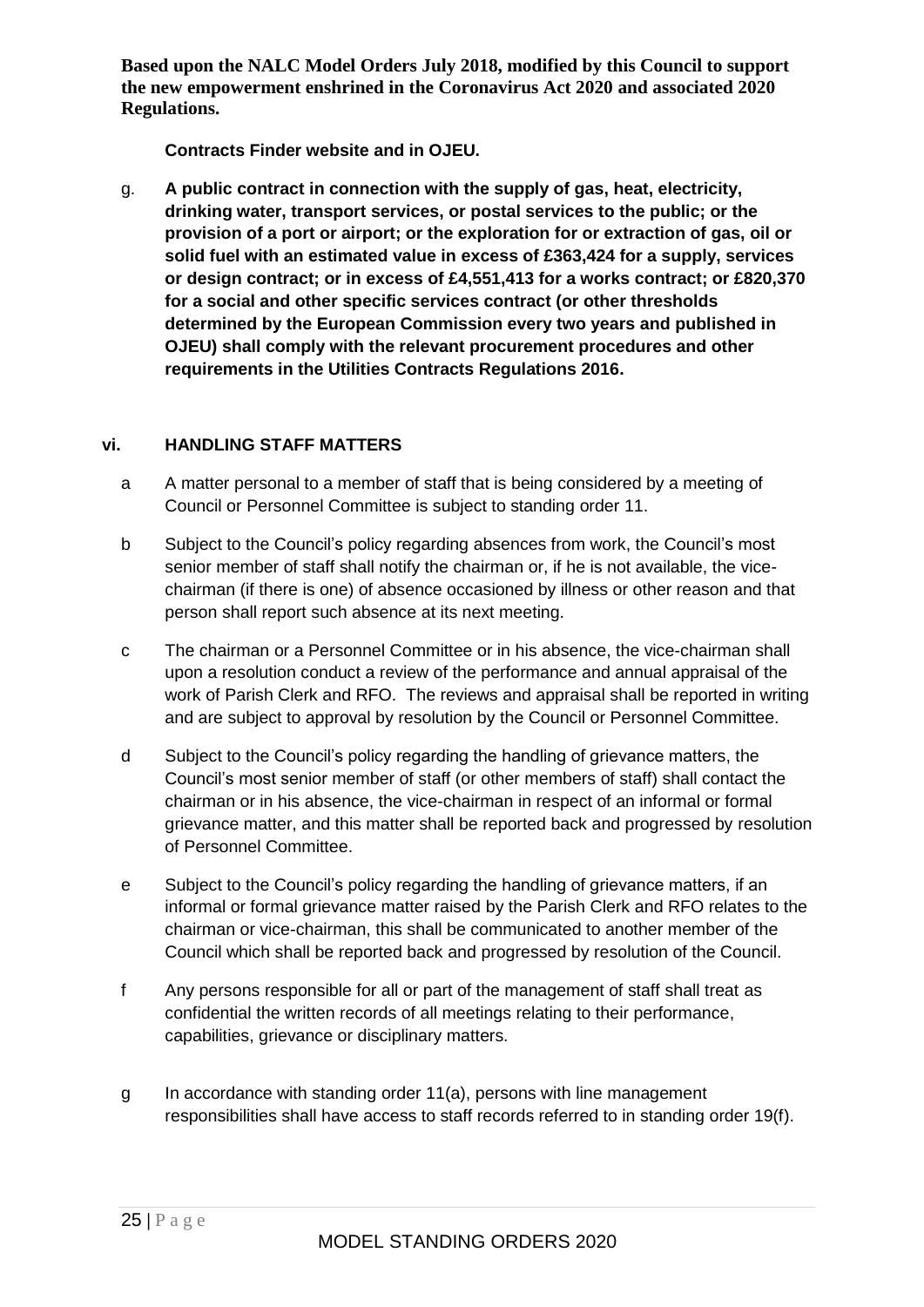**Contracts Finder website and in OJEU.**

g. **A public contract in connection with the supply of gas, heat, electricity, drinking water, transport services, or postal services to the public; or the provision of a port or airport; or the exploration for or extraction of gas, oil or solid fuel with an estimated value in excess of £363,424 for a supply, services or design contract; or in excess of £4,551,413 for a works contract; or £820,370 for a social and other specific services contract (or other thresholds determined by the European Commission every two years and published in OJEU) shall comply with the relevant procurement procedures and other requirements in the Utilities Contracts Regulations 2016.**

## vi. HANDLING STAFF MATTERS

a A matter personal to a member of staff that is being considered by a meeting of Council or Personnel Committee is subject to standing order 11.

b Subject to the Council's policy regarding absences from work, the Council's most senior member of staff shall notify the chairman or, if he is not available, the vice-chairman (if there is one) of absence occasioned by illness or other reason and that person shall report such absence at its next meeting.

c The chairman or a Personnel Committee or in his absence, the vice-chairman shall upon a resolution conduct a review of the performance and annual appraisal of the work of Parish Clerk and RFO. The reviews and appraisal shall be reported in writing and are subject to approval by resolution by the Council or Personnel Committee.

d Subject to the Council's policy regarding the handling of grievance matters, the Council's most senior member of staff (or other members of staff) shall contact the chairman or in his absence, the vice-chairman in respect of an informal or formal grievance matter, and this matter shall be reported back and progressed by resolution of Personnel Committee.

e Subject to the Council's policy regarding the handling of grievance matters, if an informal or formal grievance matter raised by the Parish Clerk and RFO relates to the chairman or vice-chairman, this shall be communicated to another member of the Council which shall be reported back and progressed by resolution of the Council.

f Any persons responsible for all or part of the management of staff shall treat as confidential the written records of all meetings relating to their performance, capabilities, grievance or disciplinary matters.

g In accordance with standing order 11(a), persons with line management responsibilities shall have access to staff records referred to in standing order 19(f).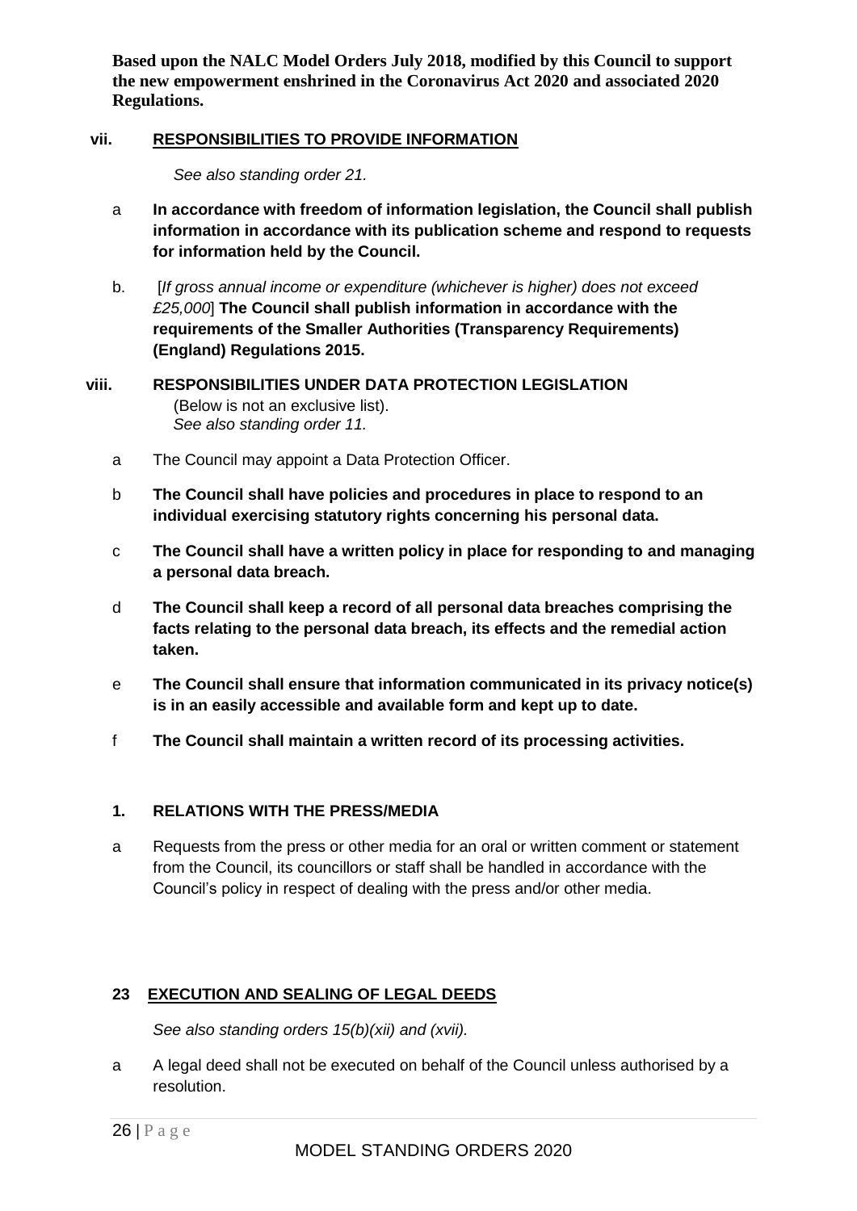**Based upon the NALC Model Orders July 2018, modified by this Council to support the new empowerment enshrined in the Coronavirus Act 2020 and associated 2020 Regulations.**

## vii. RESPONSIBILITIES TO PROVIDE INFORMATION

*See also standing order 21.*

a **In accordance with freedom of information legislation, the Council shall publish information in accordance with its publication scheme and respond to requests for information held by the Council.**

b. [*If gross annual income or expenditure (whichever is higher) does not exceed £25,000*] **The Council shall publish information in accordance with the requirements of the Smaller Authorities (Transparency Requirements) (England) Regulations 2015.**

## viii. RESPONSIBILITIES UNDER DATA PROTECTION LEGISLATION

(Below is not an exclusive list).
*See also standing order 11.*

a The Council may appoint a Data Protection Officer.

b **The Council shall have policies and procedures in place to respond to an individual exercising statutory rights concerning his personal data.**

c **The Council shall have a written policy in place for responding to and managing a personal data breach.**

d **The Council shall keep a record of all personal data breaches comprising the facts relating to the personal data breach, its effects and the remedial action taken.**

e **The Council shall ensure that information communicated in its privacy notice(s) is in an easily accessible and available form and kept up to date.**

f **The Council shall maintain a written record of its processing activities.**

## 1. RELATIONS WITH THE PRESS/MEDIA

a Requests from the press or other media for an oral or written comment or statement from the Council, its councillors or staff shall be handled in accordance with the Council's policy in respect of dealing with the press and/or other media.

## 23 EXECUTION AND SEALING OF LEGAL DEEDS

*See also standing orders 15(b)(xii) and (xvii).*

a A legal deed shall not be executed on behalf of the Council unless authorised by a resolution.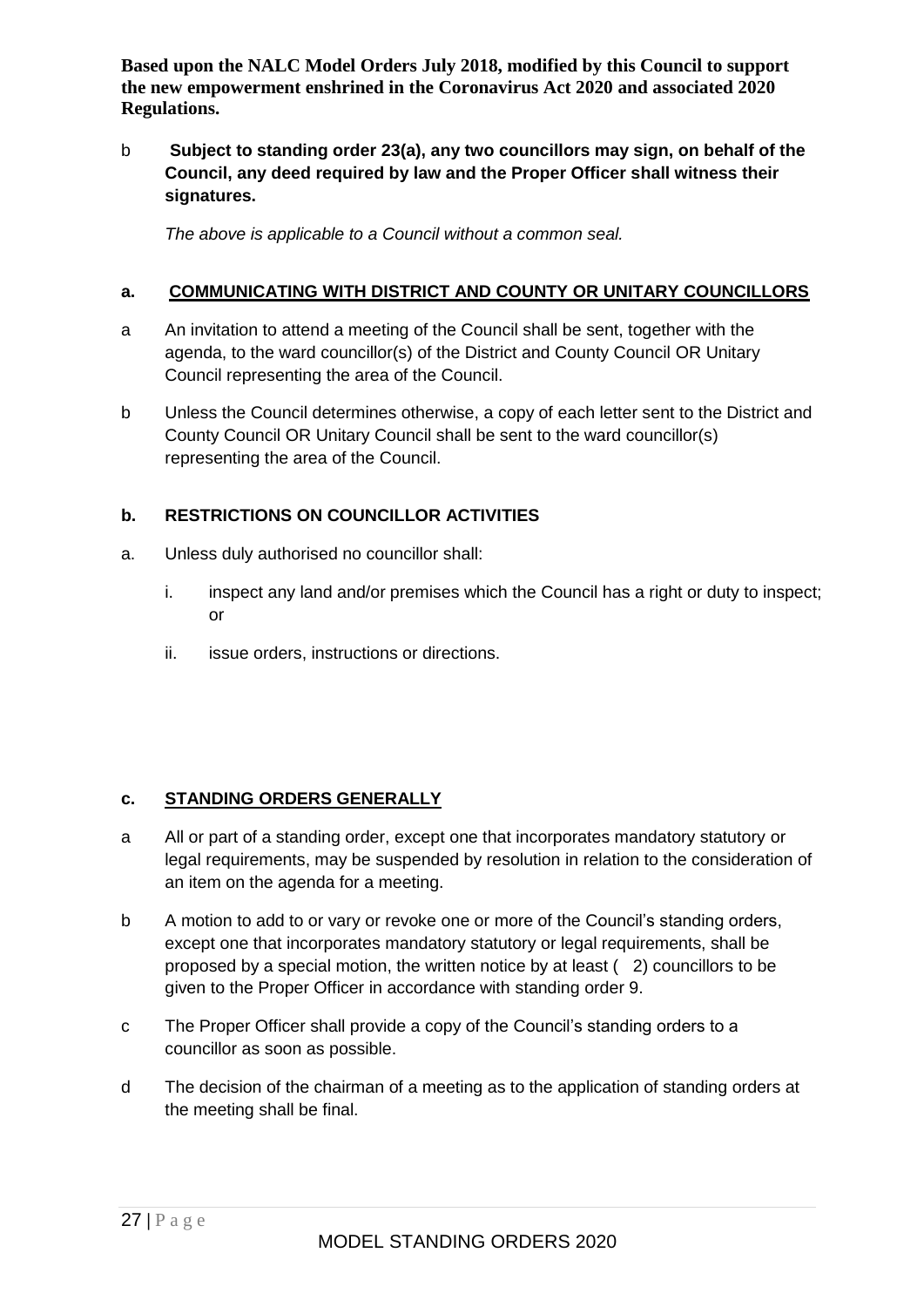**Based upon the NALC Model Orders July 2018, modified by this Council to support the new empowerment enshrined in the Coronavirus Act 2020 and associated 2020 Regulations.**

b **Subject to standing order 23(a), any two councillors may sign, on behalf of the Council, any deed required by law and the Proper Officer shall witness their signatures.**

*The above is applicable to a Council without a common seal.*

### a. COMMUNICATING WITH DISTRICT AND COUNTY OR UNITARY COUNCILLORS

a An invitation to attend a meeting of the Council shall be sent, together with the agenda, to the ward councillor(s) of the District and County Council OR Unitary Council representing the area of the Council.

b Unless the Council determines otherwise, a copy of each letter sent to the District and County Council OR Unitary Council shall be sent to the ward councillor(s) representing the area of the Council.

### b. RESTRICTIONS ON COUNCILLOR ACTIVITIES

a. Unless duly authorised no councillor shall:

   i. inspect any land and/or premises which the Council has a right or duty to inspect; or

   ii. issue orders, instructions or directions.

### c. STANDING ORDERS GENERALLY

a All or part of a standing order, except one that incorporates mandatory statutory or legal requirements, may be suspended by resolution in relation to the consideration of an item on the agenda for a meeting.

b A motion to add to or vary or revoke one or more of the Council's standing orders, except one that incorporates mandatory statutory or legal requirements, shall be proposed by a special motion, the written notice by at least ( 2) councillors to be given to the Proper Officer in accordance with standing order 9.

c The Proper Officer shall provide a copy of the Council's standing orders to a councillor as soon as possible.

d The decision of the chairman of a meeting as to the application of standing orders at the meeting shall be final.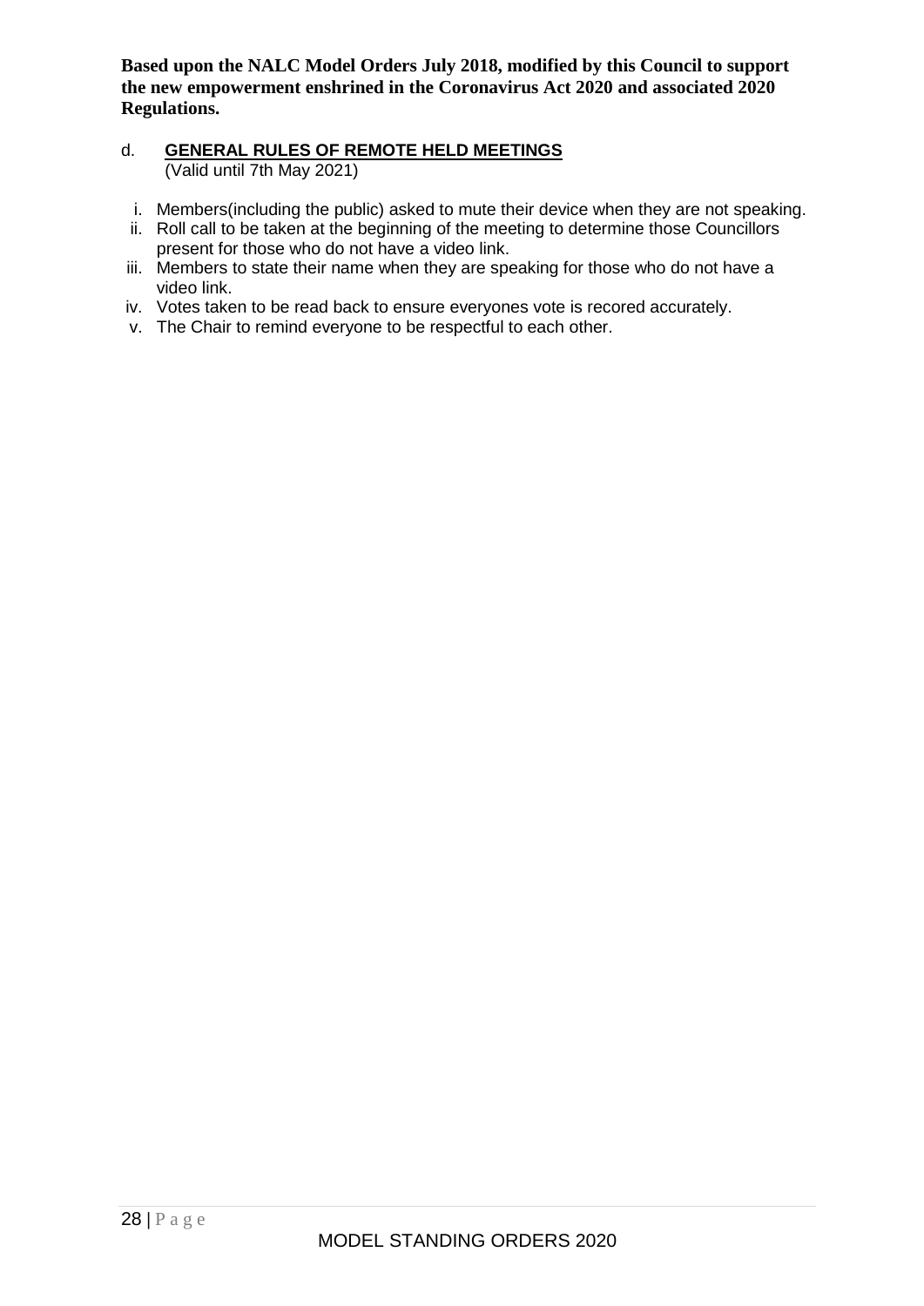**Based upon the NALC Model Orders July 2018, modified by this Council to support the new empowerment enshrined in the Coronavirus Act 2020 and associated 2020 Regulations.**

d. **GENERAL RULES OF REMOTE HELD MEETINGS**
(Valid until 7th May 2021)

i. Members(including the public) asked to mute their device when they are not speaking.
ii. Roll call to be taken at the beginning of the meeting to determine those Councillors present for those who do not have a video link.
iii. Members to state their name when they are speaking for those who do not have a video link.
iv. Votes taken to be read back to ensure everyones vote is recored accurately.
v. The Chair to remind everyone to be respectful to each other.